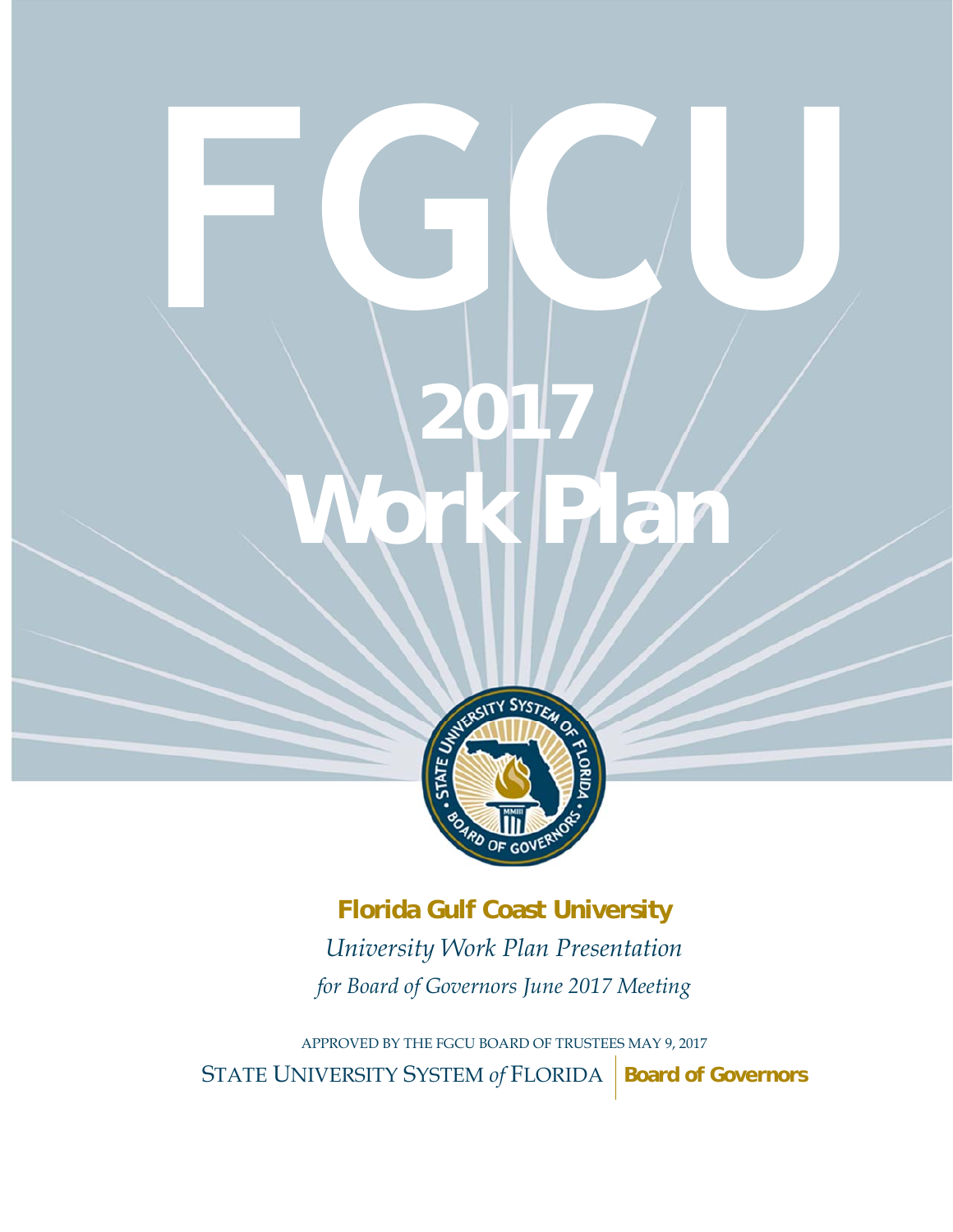# FGCU

# 2017 Work Plan

**Florida Gulf Coast University**

*University Work Plan Presentation*

*for Board of Governors June 2017 Meeting*

APPROVED BY THE FGCU BOARD OF TRUSTEES MAY 9, 2017

STATE UNIVERSITY SYSTEM *of* FLORIDA | **Board of Governors**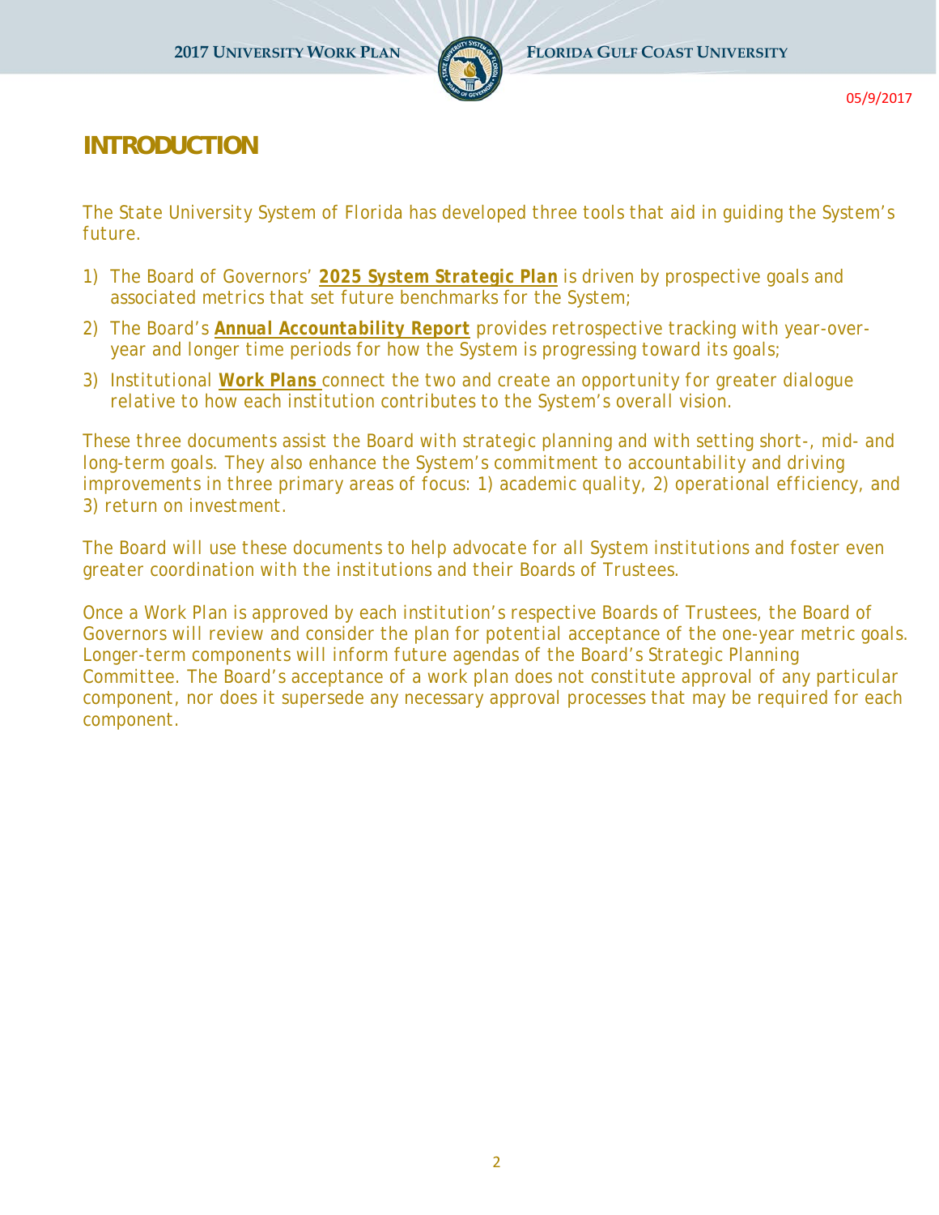# INTRODUCTION

The State University System of Florida has developed three tools that aid in guiding the System's future.

1) The Board of Governors' **2025 System Strategic Plan** is driven by prospective goals and associated metrics that set future benchmarks for the System;
2) The Board's **Annual Accountability Report** provides retrospective tracking with year-over-year and longer time periods for how the System is progressing toward its goals;
3) Institutional **Work Plans** connect the two and create an opportunity for greater dialogue relative to how each institution contributes to the System's overall vision.

These three documents assist the Board with strategic planning and with setting short-, mid- and long-term goals. They also enhance the System's commitment to accountability and driving improvements in three primary areas of focus: 1) academic quality, 2) operational efficiency, and 3) return on investment.

The Board will use these documents to help advocate for all System institutions and foster even greater coordination with the institutions and their Boards of Trustees.

Once a Work Plan is approved by each institution's respective Boards of Trustees, the Board of Governors will review and consider the plan for potential acceptance of the one-year metric goals. Longer-term components will inform future agendas of the Board's Strategic Planning Committee. The Board's acceptance of a work plan does not constitute approval of any particular component, nor does it supersede any necessary approval processes that may be required for each component.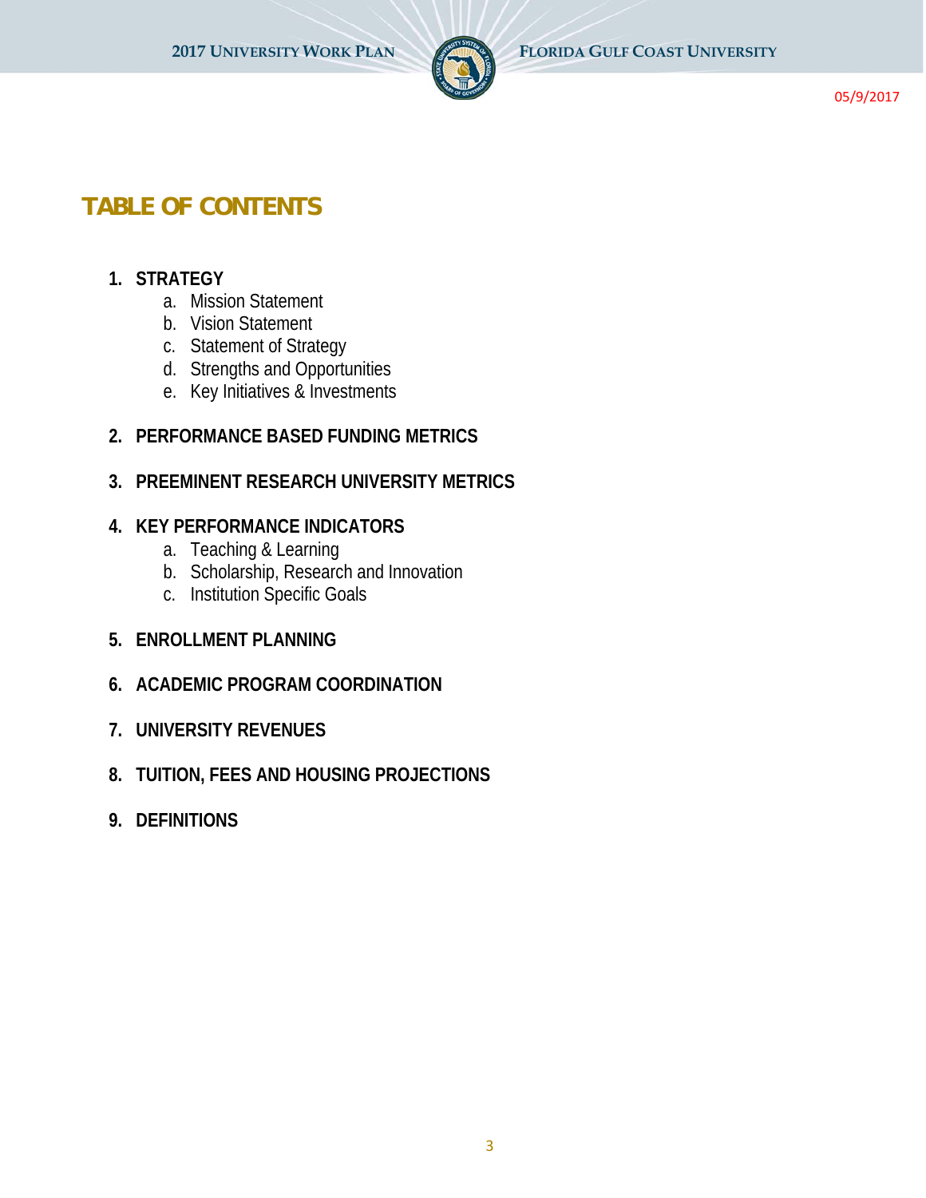# TABLE OF CONTENTS

1. **STRATEGY**
   a. Mission Statement
   b. Vision Statement
   c. Statement of Strategy
   d. Strengths and Opportunities
   e. Key Initiatives & Investments

2. **PERFORMANCE BASED FUNDING METRICS**

3. **PREEMINENT RESEARCH UNIVERSITY METRICS**

4. **KEY PERFORMANCE INDICATORS**
   a. Teaching & Learning
   b. Scholarship, Research and Innovation
   c. Institution Specific Goals

5. **ENROLLMENT PLANNING**

6. **ACADEMIC PROGRAM COORDINATION**

7. **UNIVERSITY REVENUES**

8. **TUITION, FEES AND HOUSING PROJECTIONS**

9. **DEFINITIONS**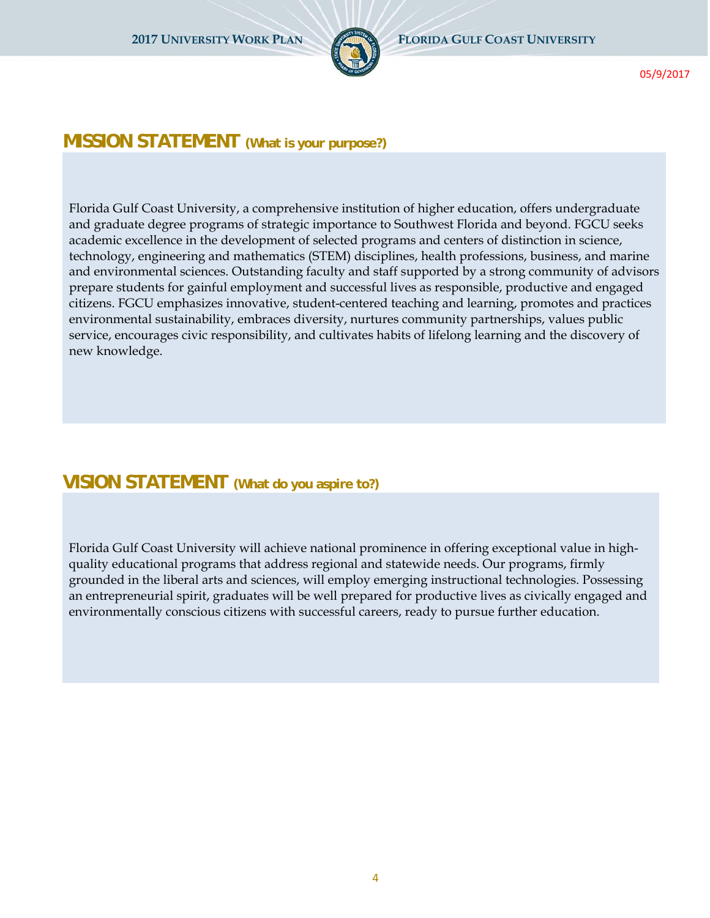05/9/2017

## MISSION STATEMENT (What is your purpose?)

Florida Gulf Coast University, a comprehensive institution of higher education, offers undergraduate and graduate degree programs of strategic importance to Southwest Florida and beyond. FGCU seeks academic excellence in the development of selected programs and centers of distinction in science, technology, engineering and mathematics (STEM) disciplines, health professions, business, and marine and environmental sciences. Outstanding faculty and staff supported by a strong community of advisors prepare students for gainful employment and successful lives as responsible, productive and engaged citizens. FGCU emphasizes innovative, student-centered teaching and learning, promotes and practices environmental sustainability, embraces diversity, nurtures community partnerships, values public service, encourages civic responsibility, and cultivates habits of lifelong learning and the discovery of new knowledge.

## VISION STATEMENT (What do you aspire to?)

Florida Gulf Coast University will achieve national prominence in offering exceptional value in high-quality educational programs that address regional and statewide needs. Our programs, firmly grounded in the liberal arts and sciences, will employ emerging instructional technologies. Possessing an entrepreneurial spirit, graduates will be well prepared for productive lives as civically engaged and environmentally conscious citizens with successful careers, ready to pursue further education.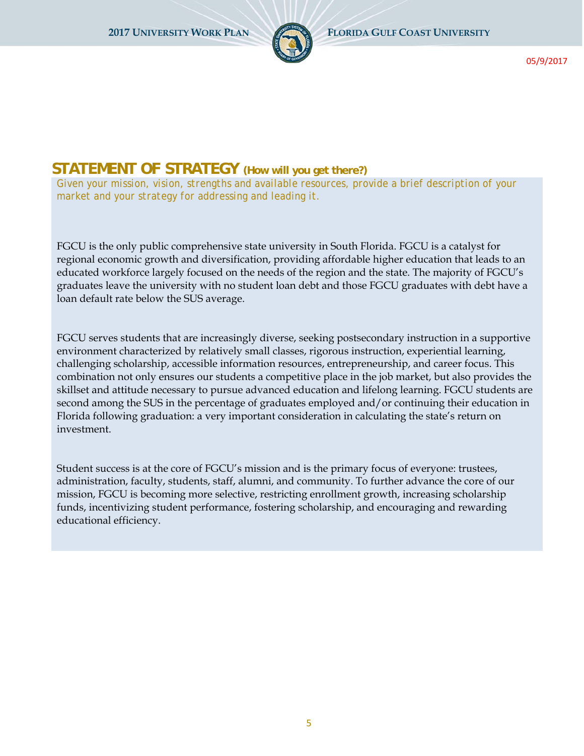## STATEMENT OF STRATEGY (How will you get there?)

*Given your mission, vision, strengths and available resources, provide a brief description of your market and your strategy for addressing and leading it.*

FGCU is the only public comprehensive state university in South Florida. FGCU is a catalyst for regional economic growth and diversification, providing affordable higher education that leads to an educated workforce largely focused on the needs of the region and the state. The majority of FGCU's graduates leave the university with no student loan debt and those FGCU graduates with debt have a loan default rate below the SUS average.

FGCU serves students that are increasingly diverse, seeking postsecondary instruction in a supportive environment characterized by relatively small classes, rigorous instruction, experiential learning, challenging scholarship, accessible information resources, entrepreneurship, and career focus. This combination not only ensures our students a competitive place in the job market, but also provides the skillset and attitude necessary to pursue advanced education and lifelong learning. FGCU students are second among the SUS in the percentage of graduates employed and/or continuing their education in Florida following graduation: a very important consideration in calculating the state's return on investment.

Student success is at the core of FGCU's mission and is the primary focus of everyone: trustees, administration, faculty, students, staff, alumni, and community. To further advance the core of our mission, FGCU is becoming more selective, restricting enrollment growth, increasing scholarship funds, incentivizing student performance, fostering scholarship, and encouraging and rewarding educational efficiency.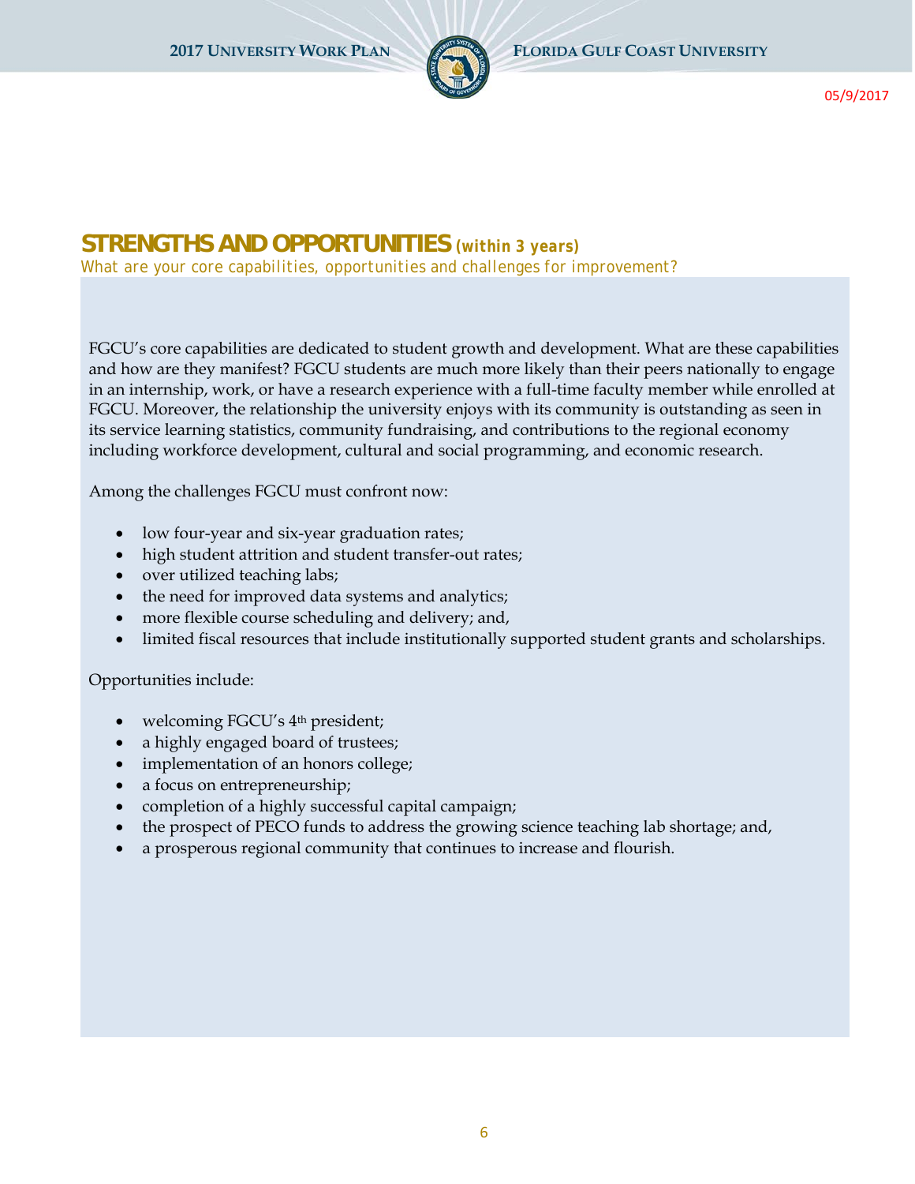## STRENGTHS AND OPPORTUNITIES *(within 3 years)*

*What are your core capabilities, opportunities and challenges for improvement?*

FGCU's core capabilities are dedicated to student growth and development. What are these capabilities and how are they manifest? FGCU students are much more likely than their peers nationally to engage in an internship, work, or have a research experience with a full-time faculty member while enrolled at FGCU. Moreover, the relationship the university enjoys with its community is outstanding as seen in its service learning statistics, community fundraising, and contributions to the regional economy including workforce development, cultural and social programming, and economic research.

Among the challenges FGCU must confront now:

- low four-year and six-year graduation rates;
- high student attrition and student transfer-out rates;
- over utilized teaching labs;
- the need for improved data systems and analytics;
- more flexible course scheduling and delivery; and,
- limited fiscal resources that include institutionally supported student grants and scholarships.

Opportunities include:

- welcoming FGCU's 4th president;
- a highly engaged board of trustees;
- implementation of an honors college;
- a focus on entrepreneurship;
- completion of a highly successful capital campaign;
- the prospect of PECO funds to address the growing science teaching lab shortage; and,
- a prosperous regional community that continues to increase and flourish.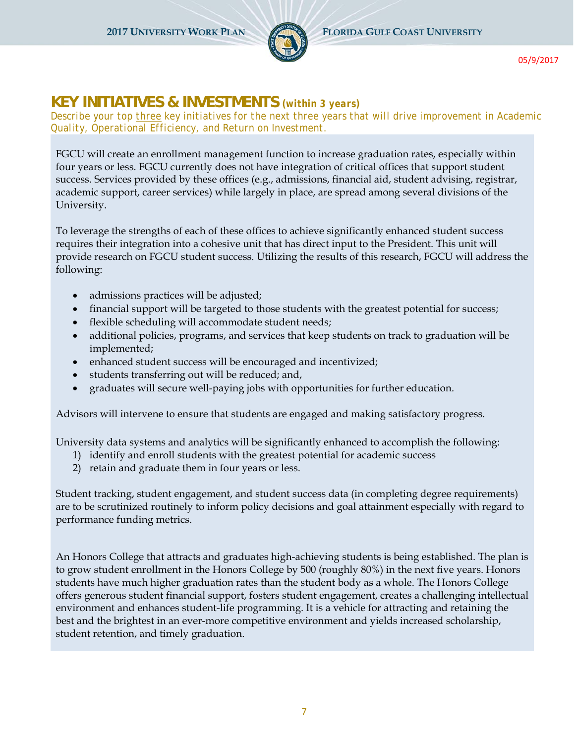## KEY INITIATIVES & INVESTMENTS *(within 3 years)*

*Describe your top three key initiatives for the next three years that will drive improvement in Academic Quality, Operational Efficiency, and Return on Investment.*

FGCU will create an enrollment management function to increase graduation rates, especially within four years or less. FGCU currently does not have integration of critical offices that support student success. Services provided by these offices (e.g., admissions, financial aid, student advising, registrar, academic support, career services) while largely in place, are spread among several divisions of the University.

To leverage the strengths of each of these offices to achieve significantly enhanced student success requires their integration into a cohesive unit that has direct input to the President. This unit will provide research on FGCU student success. Utilizing the results of this research, FGCU will address the following:

- admissions practices will be adjusted;
- financial support will be targeted to those students with the greatest potential for success;
- flexible scheduling will accommodate student needs;
- additional policies, programs, and services that keep students on track to graduation will be implemented;
- enhanced student success will be encouraged and incentivized;
- students transferring out will be reduced; and,
- graduates will secure well-paying jobs with opportunities for further education.

Advisors will intervene to ensure that students are engaged and making satisfactory progress.

University data systems and analytics will be significantly enhanced to accomplish the following:

1) identify and enroll students with the greatest potential for academic success
2) retain and graduate them in four years or less.

Student tracking, student engagement, and student success data (in completing degree requirements) are to be scrutinized routinely to inform policy decisions and goal attainment especially with regard to performance funding metrics.

An Honors College that attracts and graduates high-achieving students is being established. The plan is to grow student enrollment in the Honors College by 500 (roughly 80%) in the next five years. Honors students have much higher graduation rates than the student body as a whole. The Honors College offers generous student financial support, fosters student engagement, creates a challenging intellectual environment and enhances student-life programming. It is a vehicle for attracting and retaining the best and the brightest in an ever-more competitive environment and yields increased scholarship, student retention, and timely graduation.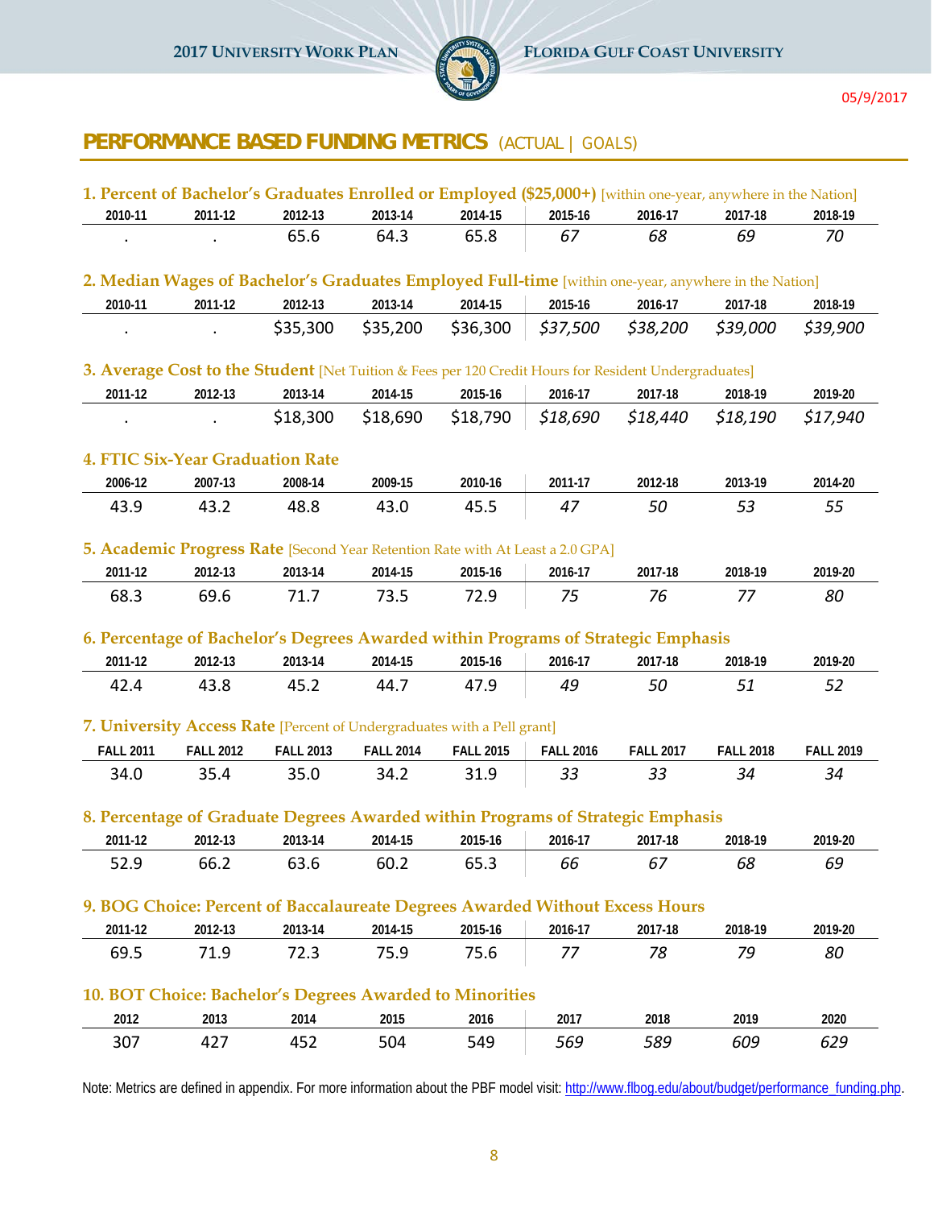## PERFORMANCE BASED FUNDING METRICS (ACTUAL | GOALS)

### 1. Percent of Bachelor's Graduates Enrolled or Employed ($25,000+) [within one-year, anywhere in the Nation]

| 2010-11 | 2011-12 | 2012-13 | 2013-14 | 2014-15 | 2015-16 | 2016-17 | 2017-18 | 2018-19 |
|---|---|---|---|---|---|---|---|---|
| . | . | 65.6 | 64.3 | 65.8 | *67* | *68* | *69* | *70* |

### 2. Median Wages of Bachelor's Graduates Employed Full-time [within one-year, anywhere in the Nation]

| 2010-11 | 2011-12 | 2012-13 | 2013-14 | 2014-15 | 2015-16 | 2016-17 | 2017-18 | 2018-19 |
|---|---|---|---|---|---|---|---|---|
| . | . | $35,300 | $35,200 | $36,300 | *$37,500* | *$38,200* | *$39,000* | *$39,900* |

### 3. Average Cost to the Student [Net Tuition & Fees per 120 Credit Hours for Resident Undergraduates]

| 2011-12 | 2012-13 | 2013-14 | 2014-15 | 2015-16 | 2016-17 | 2017-18 | 2018-19 | 2019-20 |
|---|---|---|---|---|---|---|---|---|
| . | . | $18,300 | $18,690 | $18,790 | *$18,690* | *$18,440* | *$18,190* | *$17,940* |

### 4. FTIC Six-Year Graduation Rate

| 2006-12 | 2007-13 | 2008-14 | 2009-15 | 2010-16 | 2011-17 | 2012-18 | 2013-19 | 2014-20 |
|---|---|---|---|---|---|---|---|---|
| 43.9 | 43.2 | 48.8 | 43.0 | 45.5 | *47* | *50* | *53* | *55* |

### 5. Academic Progress Rate [Second Year Retention Rate with At Least a 2.0 GPA]

| 2011-12 | 2012-13 | 2013-14 | 2014-15 | 2015-16 | 2016-17 | 2017-18 | 2018-19 | 2019-20 |
|---|---|---|---|---|---|---|---|---|
| 68.3 | 69.6 | 71.7 | 73.5 | 72.9 | *75* | *76* | *77* | *80* |

### 6. Percentage of Bachelor's Degrees Awarded within Programs of Strategic Emphasis

| 2011-12 | 2012-13 | 2013-14 | 2014-15 | 2015-16 | 2016-17 | 2017-18 | 2018-19 | 2019-20 |
|---|---|---|---|---|---|---|---|---|
| 42.4 | 43.8 | 45.2 | 44.7 | 47.9 | *49* | *50* | *51* | *52* |

### 7. University Access Rate [Percent of Undergraduates with a Pell grant]

| FALL 2011 | FALL 2012 | FALL 2013 | FALL 2014 | FALL 2015 | FALL 2016 | FALL 2017 | FALL 2018 | FALL 2019 |
|---|---|---|---|---|---|---|---|---|
| 34.0 | 35.4 | 35.0 | 34.2 | 31.9 | *33* | *33* | *34* | *34* |

### 8. Percentage of Graduate Degrees Awarded within Programs of Strategic Emphasis

| 2011-12 | 2012-13 | 2013-14 | 2014-15 | 2015-16 | 2016-17 | 2017-18 | 2018-19 | 2019-20 |
|---|---|---|---|---|---|---|---|---|
| 52.9 | 66.2 | 63.6 | 60.2 | 65.3 | *66* | *67* | *68* | *69* |

### 9. BOG Choice: Percent of Baccalaureate Degrees Awarded Without Excess Hours

| 2011-12 | 2012-13 | 2013-14 | 2014-15 | 2015-16 | 2016-17 | 2017-18 | 2018-19 | 2019-20 |
|---|---|---|---|---|---|---|---|---|
| 69.5 | 71.9 | 72.3 | 75.9 | 75.6 | *77* | *78* | *79* | *80* |

### 10. BOT Choice: Bachelor's Degrees Awarded to Minorities

| 2012 | 2013 | 2014 | 2015 | 2016 | 2017 | 2018 | 2019 | 2020 |
|---|---|---|---|---|---|---|---|---|
| 307 | 427 | 452 | 504 | 549 | *569* | *589* | *609* | *629* |

Note: Metrics are defined in appendix. For more information about the PBF model visit: http://www.flbog.edu/about/budget/performance_funding.php.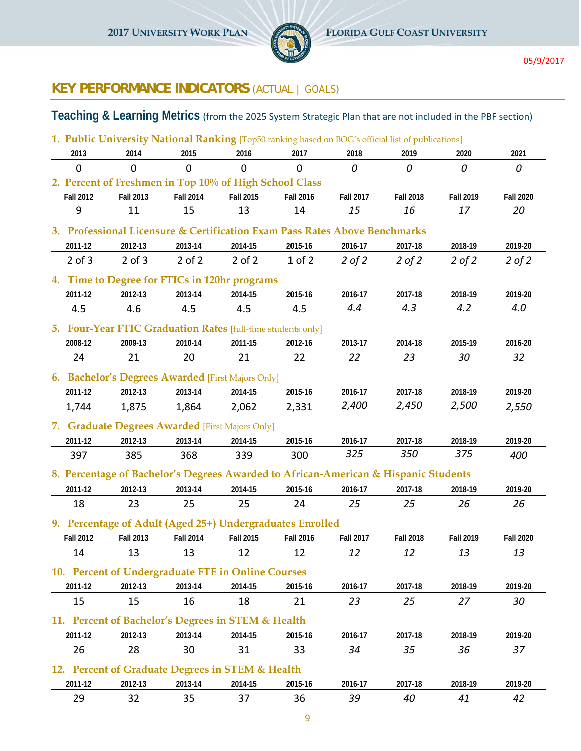## KEY PERFORMANCE INDICATORS (ACTUAL | GOALS)

### Teaching & Learning Metrics (from the 2025 System Strategic Plan that are not included in the PBF section)

**1. Public University National Ranking** [Top50 ranking based on BOG's official list of publications]

| 2013 | 2014 | 2015 | 2016 | 2017 | 2018 | 2019 | 2020 | 2021 |
|---|---|---|---|---|---|---|---|---|
| 0 | 0 | 0 | 0 | 0 | *0* | *0* | *0* | *0* |

**2. Percent of Freshmen in Top 10% of High School Class**

| Fall 2012 | Fall 2013 | Fall 2014 | Fall 2015 | Fall 2016 | Fall 2017 | Fall 2018 | Fall 2019 | Fall 2020 |
|---|---|---|---|---|---|---|---|---|
| 9 | 11 | 15 | 13 | 14 | *15* | *16* | *17* | *20* |

**3. Professional Licensure & Certification Exam Pass Rates Above Benchmarks**

| 2011-12 | 2012-13 | 2013-14 | 2014-15 | 2015-16 | 2016-17 | 2017-18 | 2018-19 | 2019-20 |
|---|---|---|---|---|---|---|---|---|
| 2 of 3 | 2 of 3 | 2 of 2 | 2 of 2 | 1 of 2 | *2 of 2* | *2 of 2* | *2 of 2* | *2 of 2* |

**4. Time to Degree for FTICs in 120hr programs**

| 2011-12 | 2012-13 | 2013-14 | 2014-15 | 2015-16 | 2016-17 | 2017-18 | 2018-19 | 2019-20 |
|---|---|---|---|---|---|---|---|---|
| 4.5 | 4.6 | 4.5 | 4.5 | 4.5 | *4.4* | *4.3* | *4.2* | *4.0* |

**5. Four-Year FTIC Graduation Rates** [full-time students only]

| 2008-12 | 2009-13 | 2010-14 | 2011-15 | 2012-16 | 2013-17 | 2014-18 | 2015-19 | 2016-20 |
|---|---|---|---|---|---|---|---|---|
| 24 | 21 | 20 | 21 | 22 | *22* | *23* | *30* | *32* |

**6. Bachelor's Degrees Awarded** [First Majors Only]

| 2011-12 | 2012-13 | 2013-14 | 2014-15 | 2015-16 | 2016-17 | 2017-18 | 2018-19 | 2019-20 |
|---|---|---|---|---|---|---|---|---|
| 1,744 | 1,875 | 1,864 | 2,062 | 2,331 | *2,400* | *2,450* | *2,500* | *2,550* |

**7. Graduate Degrees Awarded** [First Majors Only]

| 2011-12 | 2012-13 | 2013-14 | 2014-15 | 2015-16 | 2016-17 | 2017-18 | 2018-19 | 2019-20 |
|---|---|---|---|---|---|---|---|---|
| 397 | 385 | 368 | 339 | 300 | *325* | *350* | *375* | *400* |

**8. Percentage of Bachelor's Degrees Awarded to African-American & Hispanic Students**

| 2011-12 | 2012-13 | 2013-14 | 2014-15 | 2015-16 | 2016-17 | 2017-18 | 2018-19 | 2019-20 |
|---|---|---|---|---|---|---|---|---|
| 18 | 23 | 25 | 25 | 24 | *25* | *25* | *26* | *26* |

**9. Percentage of Adult (Aged 25+) Undergraduates Enrolled**

| Fall 2012 | Fall 2013 | Fall 2014 | Fall 2015 | Fall 2016 | Fall 2017 | Fall 2018 | Fall 2019 | Fall 2020 |
|---|---|---|---|---|---|---|---|---|
| 14 | 13 | 13 | 12 | 12 | *12* | *12* | *13* | *13* |

**10. Percent of Undergraduate FTE in Online Courses**

| 2011-12 | 2012-13 | 2013-14 | 2014-15 | 2015-16 | 2016-17 | 2017-18 | 2018-19 | 2019-20 |
|---|---|---|---|---|---|---|---|---|
| 15 | 15 | 16 | 18 | 21 | *23* | *25* | *27* | *30* |

**11. Percent of Bachelor's Degrees in STEM & Health**

| 2011-12 | 2012-13 | 2013-14 | 2014-15 | 2015-16 | 2016-17 | 2017-18 | 2018-19 | 2019-20 |
|---|---|---|---|---|---|---|---|---|
| 26 | 28 | 30 | 31 | 33 | *34* | *35* | *36* | *37* |

**12. Percent of Graduate Degrees in STEM & Health**

| 2011-12 | 2012-13 | 2013-14 | 2014-15 | 2015-16 | 2016-17 | 2017-18 | 2018-19 | 2019-20 |
|---|---|---|---|---|---|---|---|---|
| 29 | 32 | 35 | 37 | 36 | *39* | *40* | *41* | *42* |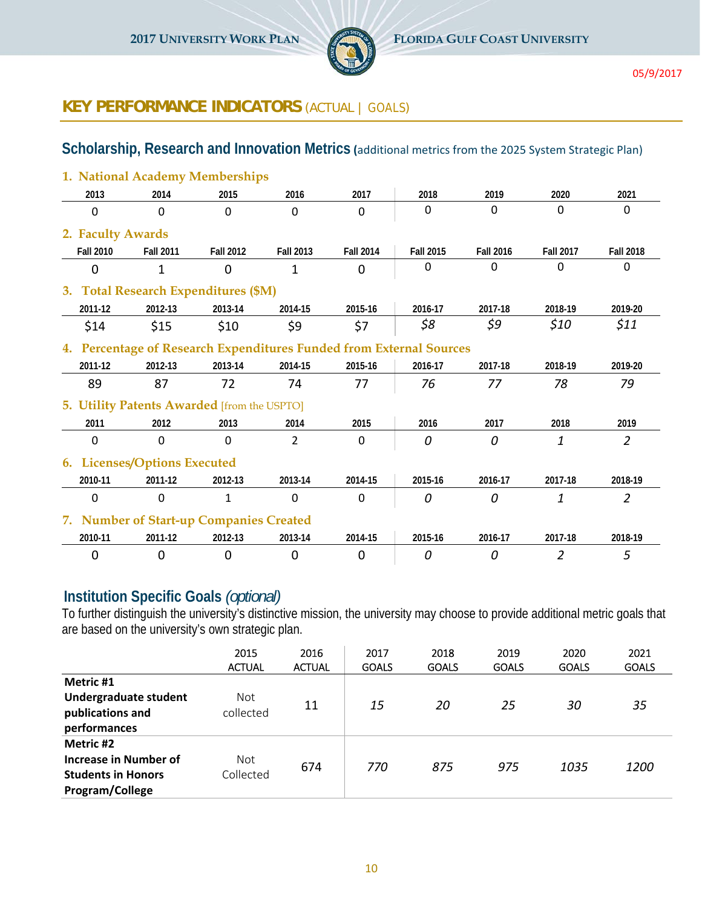## KEY PERFORMANCE INDICATORS (ACTUAL | GOALS)

### Scholarship, Research and Innovation Metrics (additional metrics from the 2025 System Strategic Plan)

**1. National Academy Memberships**

| 2013 | 2014 | 2015 | 2016 | 2017 | 2018 | 2019 | 2020 | 2021 |
|---|---|---|---|---|---|---|---|---|
| 0 | 0 | 0 | 0 | 0 | 0 | 0 | 0 | 0 |

**2. Faculty Awards**

| Fall 2010 | Fall 2011 | Fall 2012 | Fall 2013 | Fall 2014 | Fall 2015 | Fall 2016 | Fall 2017 | Fall 2018 |
|---|---|---|---|---|---|---|---|---|
| 0 | 1 | 0 | 1 | 0 | 0 | 0 | 0 | 0 |

**3. Total Research Expenditures ($M)**

| 2011-12 | 2012-13 | 2013-14 | 2014-15 | 2015-16 | 2016-17 | 2017-18 | 2018-19 | 2019-20 |
|---|---|---|---|---|---|---|---|---|
| $14 | $15 | $10 | $9 | $7 | *$8* | *$9* | *$10* | *$11* |

**4. Percentage of Research Expenditures Funded from External Sources**

| 2011-12 | 2012-13 | 2013-14 | 2014-15 | 2015-16 | 2016-17 | 2017-18 | 2018-19 | 2019-20 |
|---|---|---|---|---|---|---|---|---|
| 89 | 87 | 72 | 74 | 77 | *76* | *77* | *78* | *79* |

**5. Utility Patents Awarded** [from the USPTO]

| 2011 | 2012 | 2013 | 2014 | 2015 | 2016 | 2017 | 2018 | 2019 |
|---|---|---|---|---|---|---|---|---|
| 0 | 0 | 0 | 2 | 0 | *0* | *0* | *1* | *2* |

**6. Licenses/Options Executed**

| 2010-11 | 2011-12 | 2012-13 | 2013-14 | 2014-15 | 2015-16 | 2016-17 | 2017-18 | 2018-19 |
|---|---|---|---|---|---|---|---|---|
| 0 | 0 | 1 | 0 | 0 | *0* | *0* | *1* | *2* |

**7. Number of Start-up Companies Created**

| 2010-11 | 2011-12 | 2012-13 | 2013-14 | 2014-15 | 2015-16 | 2016-17 | 2017-18 | 2018-19 |
|---|---|---|---|---|---|---|---|---|
| 0 | 0 | 0 | 0 | 0 | *0* | *0* | *2* | *5* |

### Institution Specific Goals *(optional)*

To further distinguish the university's distinctive mission, the university may choose to provide additional metric goals that are based on the university's own strategic plan.

| | 2015 ACTUAL | 2016 ACTUAL | 2017 GOALS | 2018 GOALS | 2019 GOALS | 2020 GOALS | 2021 GOALS |
|---|---|---|---|---|---|---|---|
| **Metric #1 Undergraduate student publications and performances** | Not collected | 11 | *15* | *20* | *25* | *30* | *35* |
| **Metric #2 Increase in Number of Students in Honors Program/College** | Not Collected | 674 | *770* | *875* | *975* | *1035* | *1200* |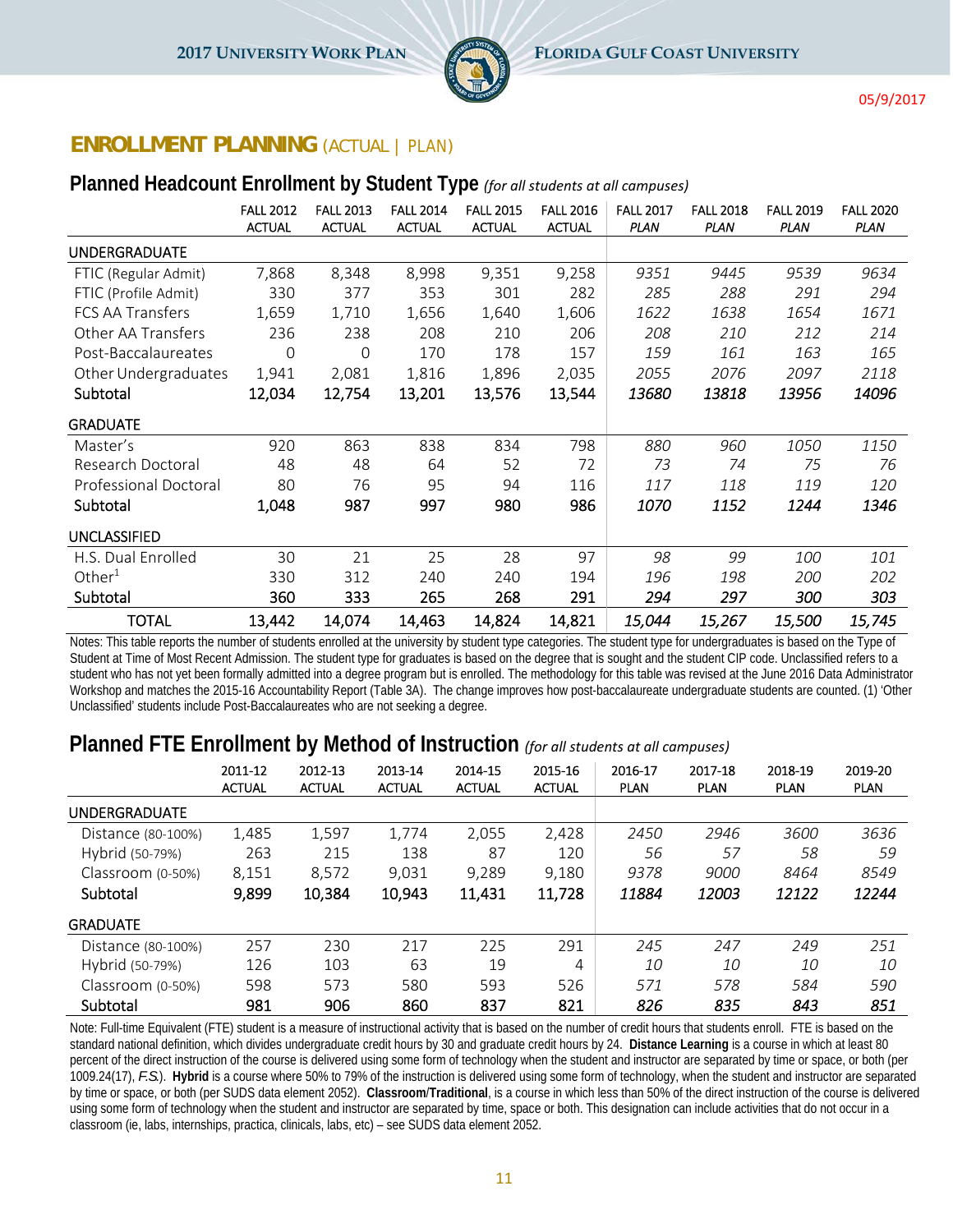## ENROLLMENT PLANNING (ACTUAL | PLAN)

### Planned Headcount Enrollment by Student Type *(for all students at all campuses)*

| | FALL 2012 ACTUAL | FALL 2013 ACTUAL | FALL 2014 ACTUAL | FALL 2015 ACTUAL | FALL 2016 ACTUAL | FALL 2017 *PLAN* | FALL 2018 *PLAN* | FALL 2019 *PLAN* | FALL 2020 *PLAN* |
|---|---|---|---|---|---|---|---|---|---|
| UNDERGRADUATE | | | | | | | | | |
| FTIC (Regular Admit) | 7,868 | 8,348 | 8,998 | 9,351 | 9,258 | *9351* | *9445* | *9539* | *9634* |
| FTIC (Profile Admit) | 330 | 377 | 353 | 301 | 282 | *285* | *288* | *291* | *294* |
| FCS AA Transfers | 1,659 | 1,710 | 1,656 | 1,640 | 1,606 | *1622* | *1638* | *1654* | *1671* |
| Other AA Transfers | 236 | 238 | 208 | 210 | 206 | *208* | *210* | *212* | *214* |
| Post-Baccalaureates | 0 | 0 | 170 | 178 | 157 | *159* | *161* | *163* | *165* |
| Other Undergraduates | 1,941 | 2,081 | 1,816 | 1,896 | 2,035 | *2055* | *2076* | *2097* | *2118* |
| Subtotal | 12,034 | 12,754 | 13,201 | 13,576 | 13,544 | *13680* | *13818* | *13956* | *14096* |
| GRADUATE | | | | | | | | | |
| Master's | 920 | 863 | 838 | 834 | 798 | *880* | *960* | *1050* | *1150* |
| Research Doctoral | 48 | 48 | 64 | 52 | 72 | *73* | *74* | *75* | *76* |
| Professional Doctoral | 80 | 76 | 95 | 94 | 116 | *117* | *118* | *119* | *120* |
| Subtotal | 1,048 | 987 | 997 | 980 | 986 | *1070* | *1152* | *1244* | *1346* |
| UNCLASSIFIED | | | | | | | | | |
| H.S. Dual Enrolled | 30 | 21 | 25 | 28 | 97 | *98* | *99* | *100* | *101* |
| Other[1] | 330 | 312 | 240 | 240 | 194 | *196* | *198* | *200* | *202* |
| Subtotal | 360 | 333 | 265 | 268 | 291 | *294* | *297* | *300* | *303* |
| TOTAL | 13,442 | 14,074 | 14,463 | 14,824 | 14,821 | *15,044* | *15,267* | *15,500* | *15,745* |

Notes: This table reports the number of students enrolled at the university by student type categories. The student type for undergraduates is based on the Type of Student at Time of Most Recent Admission. The student type for graduates is based on the degree that is sought and the student CIP code. Unclassified refers to a student who has not yet been formally admitted into a degree program but is enrolled. The methodology for this table was revised at the June 2016 Data Administrator Workshop and matches the 2015-16 Accountability Report (Table 3A). The change improves how post-baccalaureate undergraduate students are counted. (1) 'Other Unclassified' students include Post-Baccalaureates who are not seeking a degree.

### Planned FTE Enrollment by Method of Instruction *(for all students at all campuses)*

| | 2011-12 ACTUAL | 2012-13 ACTUAL | 2013-14 ACTUAL | 2014-15 ACTUAL | 2015-16 ACTUAL | 2016-17 PLAN | 2017-18 PLAN | 2018-19 PLAN | 2019-20 PLAN |
|---|---|---|---|---|---|---|---|---|---|
| UNDERGRADUATE | | | | | | | | | |
| Distance (80-100%) | 1,485 | 1,597 | 1,774 | 2,055 | 2,428 | *2450* | *2946* | *3600* | *3636* |
| Hybrid (50-79%) | 263 | 215 | 138 | 87 | 120 | *56* | *57* | *58* | *59* |
| Classroom (0-50%) | 8,151 | 8,572 | 9,031 | 9,289 | 9,180 | *9378* | *9000* | *8464* | *8549* |
| Subtotal | 9,899 | 10,384 | 10,943 | 11,431 | 11,728 | *11884* | *12003* | *12122* | *12244* |
| GRADUATE | | | | | | | | | |
| Distance (80-100%) | 257 | 230 | 217 | 225 | 291 | *245* | *247* | *249* | *251* |
| Hybrid (50-79%) | 126 | 103 | 63 | 19 | 4 | *10* | *10* | *10* | *10* |
| Classroom (0-50%) | 598 | 573 | 580 | 593 | 526 | *571* | *578* | *584* | *590* |
| Subtotal | 981 | 906 | 860 | 837 | 821 | *826* | *835* | *843* | *851* |

Note: Full-time Equivalent (FTE) student is a measure of instructional activity that is based on the number of credit hours that students enroll. FTE is based on the standard national definition, which divides undergraduate credit hours by 30 and graduate credit hours by 24. **Distance Learning** is a course in which at least 80 percent of the direct instruction of the course is delivered using some form of technology when the student and instructor are separated by time or space, or both (per 1009.24(17), *F.S.*). **Hybrid** is a course where 50% to 79% of the instruction is delivered using some form of technology, when the student and instructor are separated by time or space, or both (per SUDS data element 2052). **Classroom/Traditional**, is a course in which less than 50% of the direct instruction of the course is delivered using some form of technology when the student and instructor are separated by time, space or both. This designation can include activities that do not occur in a classroom (ie, labs, internships, practica, clinicals, labs, etc) – see SUDS data element 2052.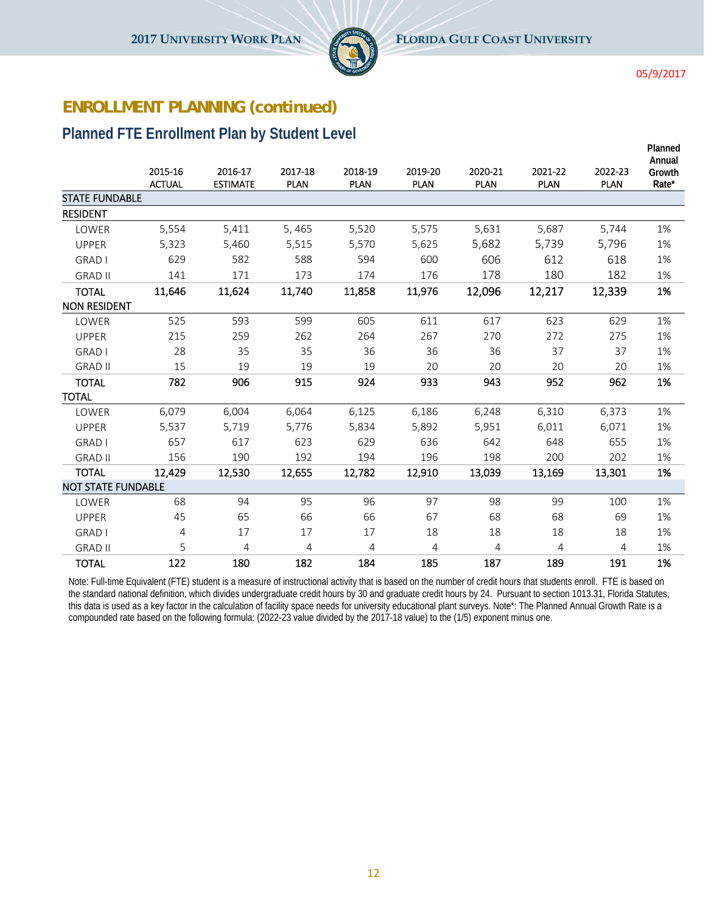## ENROLLMENT PLANNING (continued)

### Planned FTE Enrollment Plan by Student Level

| | 2015-16 ACTUAL | 2016-17 ESTIMATE | 2017-18 PLAN | 2018-19 PLAN | 2019-20 PLAN | 2020-21 PLAN | 2021-22 PLAN | 2022-23 PLAN | Planned Annual Growth Rate* |
|---|---|---|---|---|---|---|---|---|---|
| **STATE FUNDABLE** | | | | | | | | | |
| **RESIDENT** | | | | | | | | | |
| LOWER | 5,554 | 5,411 | 5, 465 | 5,520 | 5,575 | 5,631 | 5,687 | 5,744 | 1% |
| UPPER | 5,323 | 5,460 | 5,515 | 5,570 | 5,625 | 5,682 | 5,739 | 5,796 | 1% |
| GRAD I | 629 | 582 | 588 | 594 | 600 | 606 | 612 | 618 | 1% |
| GRAD II | 141 | 171 | 173 | 174 | 176 | 178 | 180 | 182 | 1% |
| **TOTAL** | **11,646** | **11,624** | **11,740** | **11,858** | **11,976** | **12,096** | **12,217** | **12,339** | **1%** |
| **NON RESIDENT** | | | | | | | | | |
| LOWER | 525 | 593 | 599 | 605 | 611 | 617 | 623 | 629 | 1% |
| UPPER | 215 | 259 | 262 | 264 | 267 | 270 | 272 | 275 | 1% |
| GRAD I | 28 | 35 | 35 | 36 | 36 | 36 | 37 | 37 | 1% |
| GRAD II | 15 | 19 | 19 | 19 | 20 | 20 | 20 | 20 | 1% |
| **TOTAL** | **782** | **906** | **915** | **924** | **933** | **943** | **952** | **962** | **1%** |
| **TOTAL** | | | | | | | | | |
| LOWER | 6,079 | 6,004 | 6,064 | 6,125 | 6,186 | 6,248 | 6,310 | 6,373 | 1% |
| UPPER | 5,537 | 5,719 | 5,776 | 5,834 | 5,892 | 5,951 | 6,011 | 6,071 | 1% |
| GRAD I | 657 | 617 | 623 | 629 | 636 | 642 | 648 | 655 | 1% |
| GRAD II | 156 | 190 | 192 | 194 | 196 | 198 | 200 | 202 | 1% |
| **TOTAL** | **12,429** | **12,530** | **12,655** | **12,782** | **12,910** | **13,039** | **13,169** | **13,301** | **1%** |
| **NOT STATE FUNDABLE** | | | | | | | | | |
| LOWER | 68 | 94 | 95 | 96 | 97 | 98 | 99 | 100 | 1% |
| UPPER | 45 | 65 | 66 | 66 | 67 | 68 | 68 | 69 | 1% |
| GRAD I | 4 | 17 | 17 | 17 | 18 | 18 | 18 | 18 | 1% |
| GRAD II | 5 | 4 | 4 | 4 | 4 | 4 | 4 | 4 | 1% |
| **TOTAL** | **122** | **180** | **182** | **184** | **185** | **187** | **189** | **191** | **1%** |

Note: Full-time Equivalent (FTE) student is a measure of instructional activity that is based on the number of credit hours that students enroll. FTE is based on the standard national definition, which divides undergraduate credit hours by 30 and graduate credit hours by 24. Pursuant to section 1013.31, Florida Statutes, this data is used as a key factor in the calculation of facility space needs for university educational plant surveys. Note*: The Planned Annual Growth Rate is a compounded rate based on the following formula: (2022-23 value divided by the 2017-18 value) to the (1/5) exponent minus one.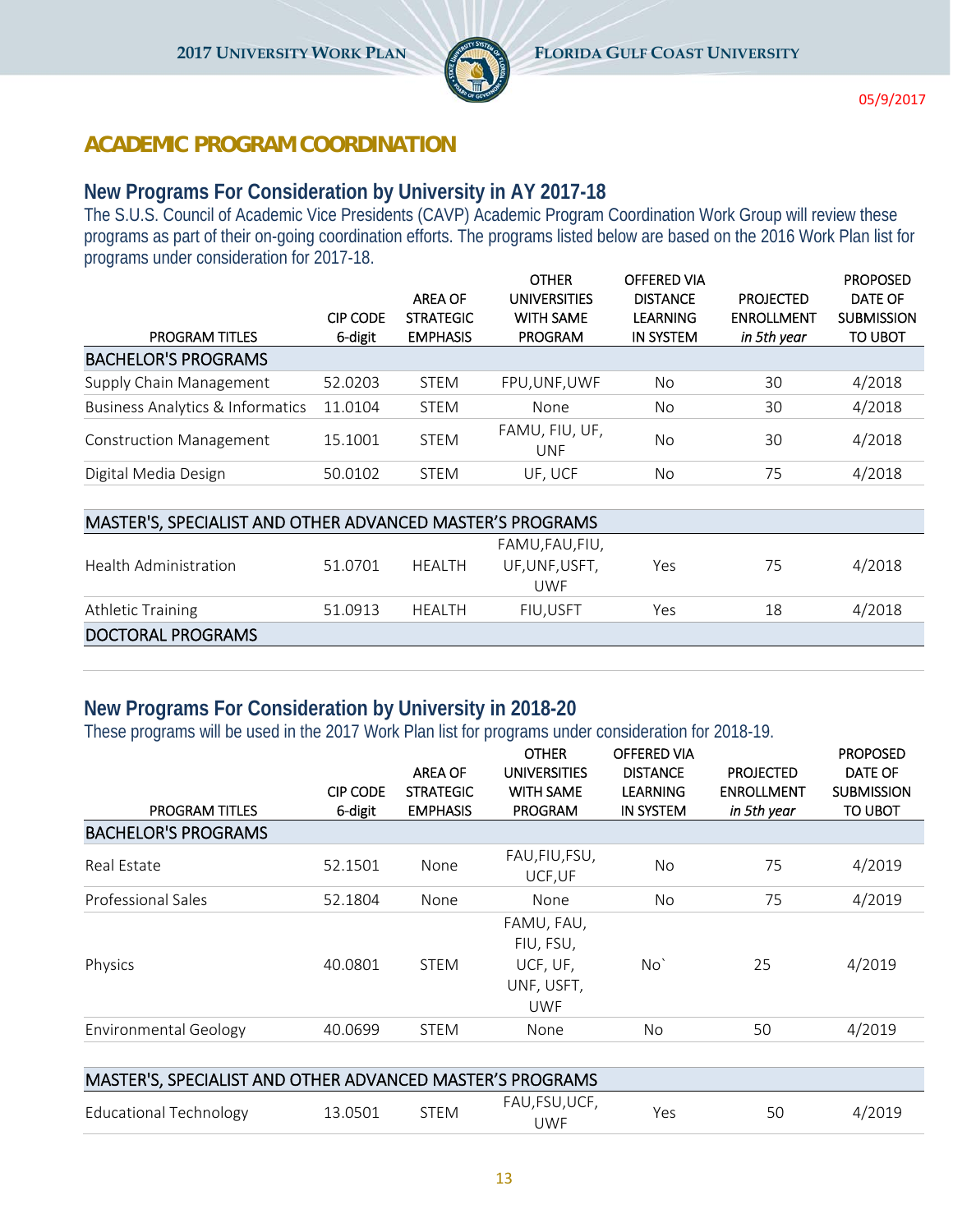05/9/2017

## ACADEMIC PROGRAM COORDINATION

### New Programs For Consideration by University in AY 2017-18

The S.U.S. Council of Academic Vice Presidents (CAVP) Academic Program Coordination Work Group will review these programs as part of their on-going coordination efforts. The programs listed below are based on the 2016 Work Plan list for programs under consideration for 2017-18.

| PROGRAM TITLES | CIP CODE 6-digit | AREA OF STRATEGIC EMPHASIS | OTHER UNIVERSITIES WITH SAME PROGRAM | OFFERED VIA DISTANCE LEARNING IN SYSTEM | PROJECTED ENROLLMENT *in 5th year* | PROPOSED DATE OF SUBMISSION TO UBOT |
|---|---|---|---|---|---|---|
| **BACHELOR'S PROGRAMS** | | | | | | |
| Supply Chain Management | 52.0203 | STEM | FPU,UNF,UWF | No | 30 | 4/2018 |
| Business Analytics & Informatics | 11.0104 | STEM | None | No | 30 | 4/2018 |
| Construction Management | 15.1001 | STEM | FAMU, FIU, UF, UNF | No | 30 | 4/2018 |
| Digital Media Design | 50.0102 | STEM | UF, UCF | No | 75 | 4/2018 |
| **MASTER'S, SPECIALIST AND OTHER ADVANCED MASTER'S PROGRAMS** | | | | | | |
| Health Administration | 51.0701 | HEALTH | FAMU,FAU,FIU, UF,UNF,USFT, UWF | Yes | 75 | 4/2018 |
| Athletic Training | 51.0913 | HEALTH | FIU,USFT | Yes | 18 | 4/2018 |
| **DOCTORAL PROGRAMS** | | | | | | |

### New Programs For Consideration by University in 2018-20

These programs will be used in the 2017 Work Plan list for programs under consideration for 2018-19.

| PROGRAM TITLES | CIP CODE 6-digit | AREA OF STRATEGIC EMPHASIS | OTHER UNIVERSITIES WITH SAME PROGRAM | OFFERED VIA DISTANCE LEARNING IN SYSTEM | PROJECTED ENROLLMENT *in 5th year* | PROPOSED DATE OF SUBMISSION TO UBOT |
|---|---|---|---|---|---|---|
| **BACHELOR'S PROGRAMS** | | | | | | |
| Real Estate | 52.1501 | None | FAU,FIU,FSU, UCF,UF | No | 75 | 4/2019 |
| Professional Sales | 52.1804 | None | None | No | 75 | 4/2019 |
| Physics | 40.0801 | STEM | FAMU, FAU, FIU, FSU, UCF, UF, UNF, USFT, UWF | No` | 25 | 4/2019 |
| Environmental Geology | 40.0699 | STEM | None | No | 50 | 4/2019 |
| **MASTER'S, SPECIALIST AND OTHER ADVANCED MASTER'S PROGRAMS** | | | | | | |
| Educational Technology | 13.0501 | STEM | FAU,FSU,UCF, UWF | Yes | 50 | 4/2019 |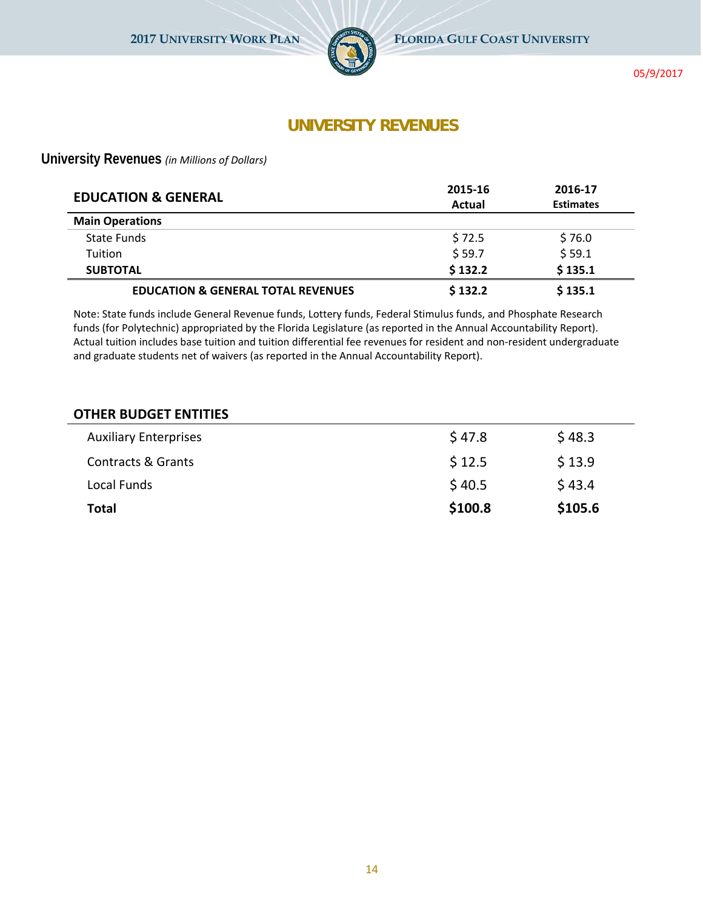# UNIVERSITY REVENUES

## University Revenues *(in Millions of Dollars)*

| EDUCATION & GENERAL | 2015-16 Actual | 2016-17 Estimates |
|---|---|---|
| **Main Operations** | | |
| State Funds | $ 72.5 | $ 76.0 |
| Tuition | $ 59.7 | $ 59.1 |
| **SUBTOTAL** | **$ 132.2** | **$ 135.1** |
| **EDUCATION & GENERAL TOTAL REVENUES** | **$ 132.2** | **$ 135.1** |

Note: State funds include General Revenue funds, Lottery funds, Federal Stimulus funds, and Phosphate Research funds (for Polytechnic) appropriated by the Florida Legislature (as reported in the Annual Accountability Report). Actual tuition includes base tuition and tuition differential fee revenues for resident and non-resident undergraduate and graduate students net of waivers (as reported in the Annual Accountability Report).

| OTHER BUDGET ENTITIES | 2015-16 Actual | 2016-17 Estimates |
|---|---|---|
| Auxiliary Enterprises | $ 47.8 | $ 48.3 |
| Contracts & Grants | $ 12.5 | $ 13.9 |
| Local Funds | $ 40.5 | $ 43.4 |
| **Total** | **$100.8** | **$105.6** |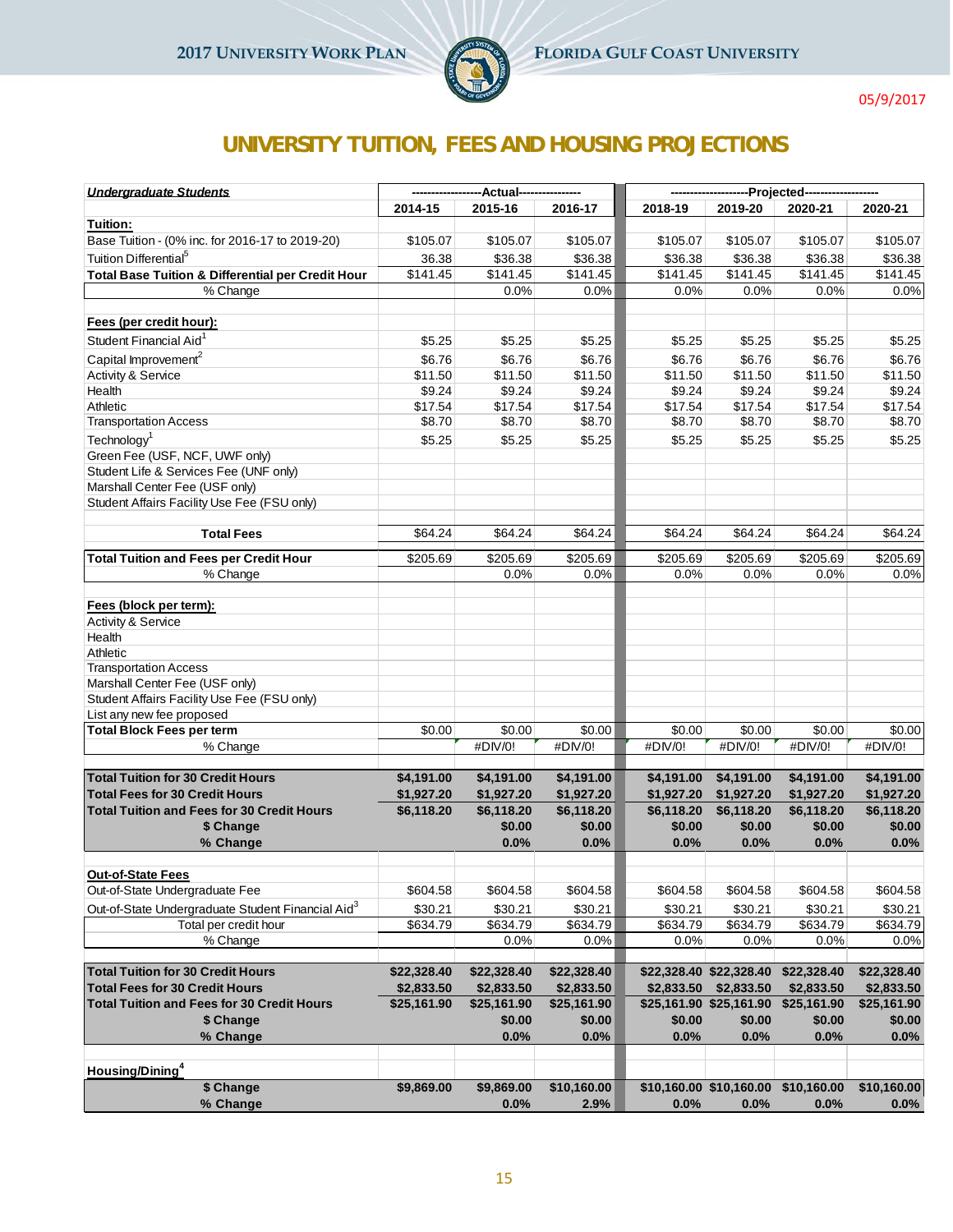05/9/2017

# UNIVERSITY TUITION, FEES AND HOUSING PROJECTIONS

| *Undergraduate Students* | ------------------Actual---------------- | | | --------------------Projected------------------- | | | |
|---|---|---|---|---|---|---|---|
| | 2014-15 | 2015-16 | 2016-17 | 2018-19 | 2019-20 | 2020-21 | 2020-21 |
| **Tuition:** | | | | | | | |
| Base Tuition - (0% inc. for 2016-17 to 2019-20) | $105.07 | $105.07 | $105.07 | $105.07 | $105.07 | $105.07 | $105.07 |
| Tuition Differential[5] | 36.38 | $36.38 | $36.38 | $36.38 | $36.38 | $36.38 | $36.38 |
| **Total Base Tuition & Differential per Credit Hour** | $141.45 | $141.45 | $141.45 | $141.45 | $141.45 | $141.45 | $141.45 |
| % Change | | 0.0% | 0.0% | 0.0% | 0.0% | 0.0% | 0.0% |
| | | | | | | | |
| **Fees (per credit hour):** | | | | | | | |
| Student Financial Aid[1] | $5.25 | $5.25 | $5.25 | $5.25 | $5.25 | $5.25 | $5.25 |
| Capital Improvement[2] | $6.76 | $6.76 | $6.76 | $6.76 | $6.76 | $6.76 | $6.76 |
| Activity & Service | $11.50 | $11.50 | $11.50 | $11.50 | $11.50 | $11.50 | $11.50 |
| Health | $9.24 | $9.24 | $9.24 | $9.24 | $9.24 | $9.24 | $9.24 |
| Athletic | $17.54 | $17.54 | $17.54 | $17.54 | $17.54 | $17.54 | $17.54 |
| Transportation Access | $8.70 | $8.70 | $8.70 | $8.70 | $8.70 | $8.70 | $8.70 |
| Technology[1] | $5.25 | $5.25 | $5.25 | $5.25 | $5.25 | $5.25 | $5.25 |
| Green Fee (USF, NCF, UWF only) | | | | | | | |
| Student Life & Services Fee (UNF only) | | | | | | | |
| Marshall Center Fee (USF only) | | | | | | | |
| Student Affairs Facility Use Fee (FSU only) | | | | | | | |
| | | | | | | | |
| **Total Fees** | $64.24 | $64.24 | $64.24 | $64.24 | $64.24 | $64.24 | $64.24 |
| **Total Tuition and Fees per Credit Hour** | $205.69 | $205.69 | $205.69 | $205.69 | $205.69 | $205.69 | $205.69 |
| % Change | | 0.0% | 0.0% | 0.0% | 0.0% | 0.0% | 0.0% |
| | | | | | | | |
| **Fees (block per term):** | | | | | | | |
| Activity & Service | | | | | | | |
| Health | | | | | | | |
| Athletic | | | | | | | |
| Transportation Access | | | | | | | |
| Marshall Center Fee (USF only) | | | | | | | |
| Student Affairs Facility Use Fee (FSU only) | | | | | | | |
| List any new fee proposed | | | | | | | |
| **Total Block Fees per term** | $0.00 | $0.00 | $0.00 | $0.00 | $0.00 | $0.00 | $0.00 |
| % Change | | #DIV/0! | #DIV/0! | #DIV/0! | #DIV/0! | #DIV/0! | #DIV/0! |
| | | | | | | | |
| **Total Tuition for 30 Credit Hours** | **$4,191.00** | **$4,191.00** | **$4,191.00** | **$4,191.00** | **$4,191.00** | **$4,191.00** | **$4,191.00** |
| **Total Fees for 30 Credit Hours** | **$1,927.20** | **$1,927.20** | **$1,927.20** | **$1,927.20** | **$1,927.20** | **$1,927.20** | **$1,927.20** |
| **Total Tuition and Fees for 30 Credit Hours** | **$6,118.20** | **$6,118.20** | **$6,118.20** | **$6,118.20** | **$6,118.20** | **$6,118.20** | **$6,118.20** |
| **$ Change** | | **$0.00** | **$0.00** | **$0.00** | **$0.00** | **$0.00** | **$0.00** |
| **% Change** | | **0.0%** | **0.0%** | **0.0%** | **0.0%** | **0.0%** | **0.0%** |
| | | | | | | | |
| **Out-of-State Fees** | | | | | | | |
| Out-of-State Undergraduate Fee | $604.58 | $604.58 | $604.58 | $604.58 | $604.58 | $604.58 | $604.58 |
| Out-of-State Undergraduate Student Financial Aid[3] | $30.21 | $30.21 | $30.21 | $30.21 | $30.21 | $30.21 | $30.21 |
| Total per credit hour | $634.79 | $634.79 | $634.79 | $634.79 | $634.79 | $634.79 | $634.79 |
| % Change | | 0.0% | 0.0% | 0.0% | 0.0% | 0.0% | 0.0% |
| | | | | | | | |
| **Total Tuition for 30 Credit Hours** | **$22,328.40** | **$22,328.40** | **$22,328.40** | **$22,328.40** | **$22,328.40** | **$22,328.40** | **$22,328.40** |
| **Total Fees for 30 Credit Hours** | **$2,833.50** | **$2,833.50** | **$2,833.50** | **$2,833.50** | **$2,833.50** | **$2,833.50** | **$2,833.50** |
| **Total Tuition and Fees for 30 Credit Hours** | **$25,161.90** | **$25,161.90** | **$25,161.90** | **$25,161.90** | **$25,161.90** | **$25,161.90** | **$25,161.90** |
| **$ Change** | | **$0.00** | **$0.00** | **$0.00** | **$0.00** | **$0.00** | **$0.00** |
| **% Change** | | **0.0%** | **0.0%** | **0.0%** | **0.0%** | **0.0%** | **0.0%** |
| | | | | | | | |
| **Housing/Dining[4]** | | | | | | | |
| **$ Change** | **$9,869.00** | **$9,869.00** | **$10,160.00** | **$10,160.00** | **$10,160.00** | **$10,160.00** | **$10,160.00** |
| **% Change** | | **0.0%** | **2.9%** | **0.0%** | **0.0%** | **0.0%** | **0.0%** |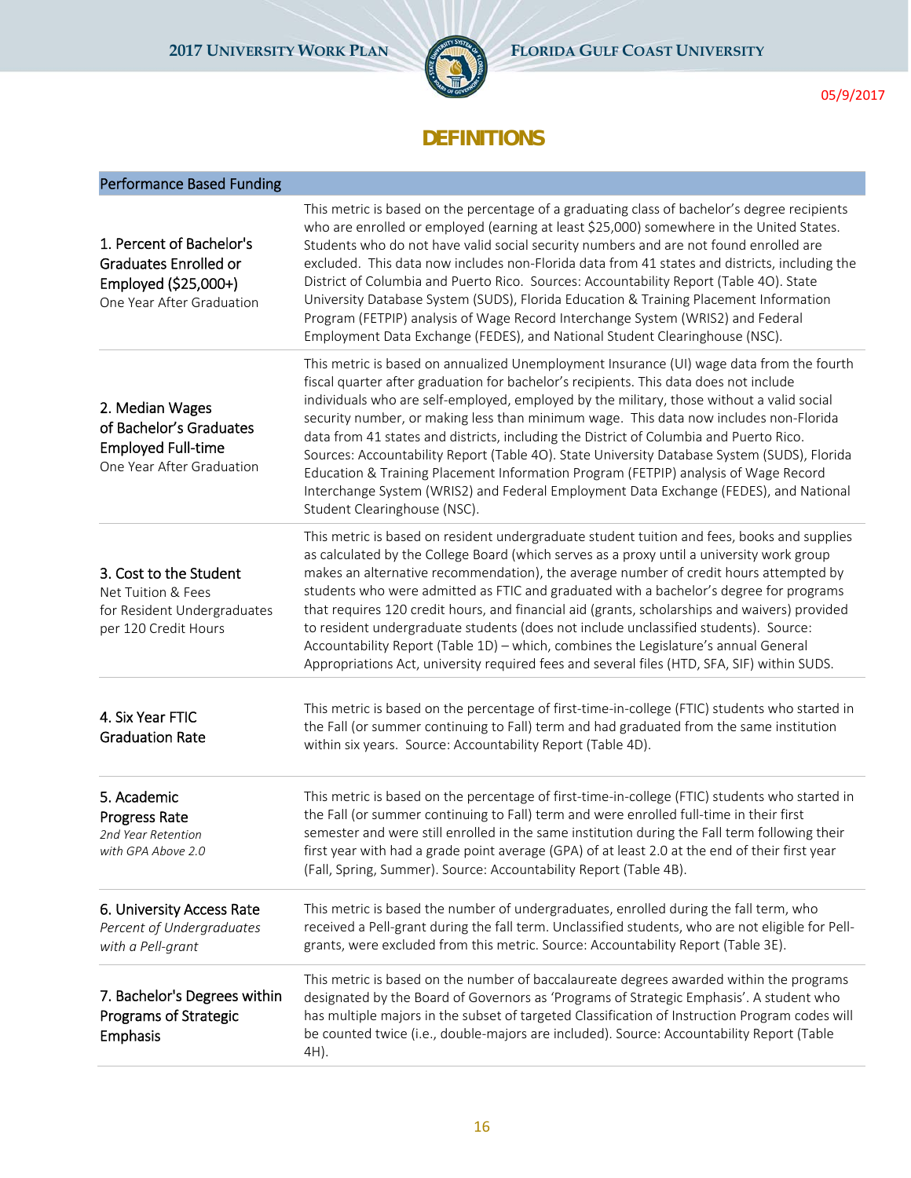# DEFINITIONS

| Performance Based Funding | |
|---|---|
| 1. Percent of Bachelor's Graduates Enrolled or Employed ($25,000+)<br>One Year After Graduation | This metric is based on the percentage of a graduating class of bachelor's degree recipients who are enrolled or employed (earning at least $25,000) somewhere in the United States. Students who do not have valid social security numbers and are not found enrolled are excluded. This data now includes non-Florida data from 41 states and districts, including the District of Columbia and Puerto Rico. Sources: Accountability Report (Table 4O). State University Database System (SUDS), Florida Education & Training Placement Information Program (FETPIP) analysis of Wage Record Interchange System (WRIS2) and Federal Employment Data Exchange (FEDES), and National Student Clearinghouse (NSC). |
| 2. Median Wages of Bachelor's Graduates Employed Full-time<br>One Year After Graduation | This metric is based on annualized Unemployment Insurance (UI) wage data from the fourth fiscal quarter after graduation for bachelor's recipients. This data does not include individuals who are self-employed, employed by the military, those without a valid social security number, or making less than minimum wage. This data now includes non-Florida data from 41 states and districts, including the District of Columbia and Puerto Rico. Sources: Accountability Report (Table 4O). State University Database System (SUDS), Florida Education & Training Placement Information Program (FETPIP) analysis of Wage Record Interchange System (WRIS2) and Federal Employment Data Exchange (FEDES), and National Student Clearinghouse (NSC). |
| 3. Cost to the Student<br>Net Tuition & Fees for Resident Undergraduates per 120 Credit Hours | This metric is based on resident undergraduate student tuition and fees, books and supplies as calculated by the College Board (which serves as a proxy until a university work group makes an alternative recommendation), the average number of credit hours attempted by students who were admitted as FTIC and graduated with a bachelor's degree for programs that requires 120 credit hours, and financial aid (grants, scholarships and waivers) provided to resident undergraduate students (does not include unclassified students). Source: Accountability Report (Table 1D) – which, combines the Legislature's annual General Appropriations Act, university required fees and several files (HTD, SFA, SIF) within SUDS. |
| 4. Six Year FTIC Graduation Rate | This metric is based on the percentage of first-time-in-college (FTIC) students who started in the Fall (or summer continuing to Fall) term and had graduated from the same institution within six years. Source: Accountability Report (Table 4D). |
| 5. Academic Progress Rate<br>*2nd Year Retention with GPA Above 2.0* | This metric is based on the percentage of first-time-in-college (FTIC) students who started in the Fall (or summer continuing to Fall) term and were enrolled full-time in their first semester and were still enrolled in the same institution during the Fall term following their first year with had a grade point average (GPA) of at least 2.0 at the end of their first year (Fall, Spring, Summer). Source: Accountability Report (Table 4B). |
| 6. University Access Rate<br>*Percent of Undergraduates with a Pell-grant* | This metric is based the number of undergraduates, enrolled during the fall term, who received a Pell-grant during the fall term. Unclassified students, who are not eligible for Pell-grants, were excluded from this metric. Source: Accountability Report (Table 3E). |
| 7. Bachelor's Degrees within Programs of Strategic Emphasis | This metric is based on the number of baccalaureate degrees awarded within the programs designated by the Board of Governors as 'Programs of Strategic Emphasis'. A student who has multiple majors in the subset of targeted Classification of Instruction Program codes will be counted twice (i.e., double-majors are included). Source: Accountability Report (Table 4H). |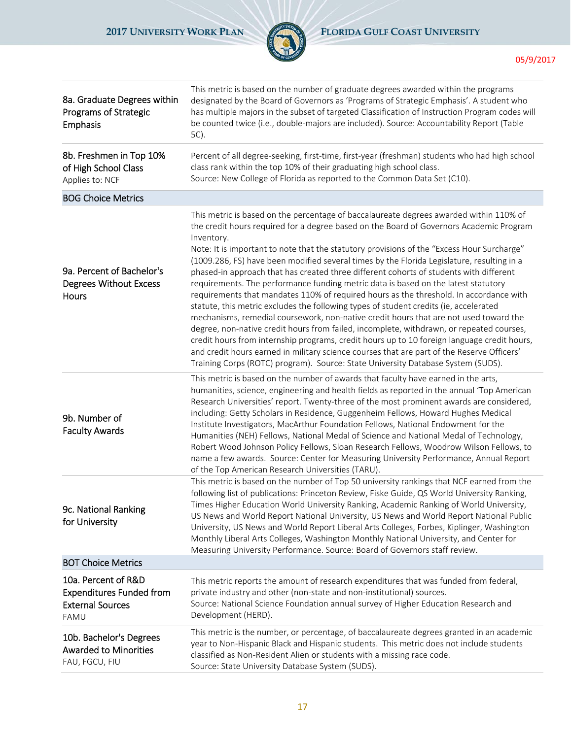| | |
|---|---|
| 8a. Graduate Degrees within Programs of Strategic Emphasis | This metric is based on the number of graduate degrees awarded within the programs designated by the Board of Governors as 'Programs of Strategic Emphasis'. A student who has multiple majors in the subset of targeted Classification of Instruction Program codes will be counted twice (i.e., double-majors are included). Source: Accountability Report (Table 5C). |
| 8b. Freshmen in Top 10% of High School Class<br>Applies to: NCF | Percent of all degree-seeking, first-time, first-year (freshman) students who had high school class rank within the top 10% of their graduating high school class.<br>Source: New College of Florida as reported to the Common Data Set (C10). |
| **BOG Choice Metrics** | |
| 9a. Percent of Bachelor's Degrees Without Excess Hours | This metric is based on the percentage of baccalaureate degrees awarded within 110% of the credit hours required for a degree based on the Board of Governors Academic Program Inventory.<br>Note: It is important to note that the statutory provisions of the "Excess Hour Surcharge" (1009.286, FS) have been modified several times by the Florida Legislature, resulting in a phased-in approach that has created three different cohorts of students with different requirements. The performance funding metric data is based on the latest statutory requirements that mandates 110% of required hours as the threshold. In accordance with statute, this metric excludes the following types of student credits (ie, accelerated mechanisms, remedial coursework, non-native credit hours that are not used toward the degree, non-native credit hours from failed, incomplete, withdrawn, or repeated courses, credit hours from internship programs, credit hours up to 10 foreign language credit hours, and credit hours earned in military science courses that are part of the Reserve Officers' Training Corps (ROTC) program). Source: State University Database System (SUDS). |
| 9b. Number of Faculty Awards | This metric is based on the number of awards that faculty have earned in the arts, humanities, science, engineering and health fields as reported in the annual 'Top American Research Universities' report. Twenty-three of the most prominent awards are considered, including: Getty Scholars in Residence, Guggenheim Fellows, Howard Hughes Medical Institute Investigators, MacArthur Foundation Fellows, National Endowment for the Humanities (NEH) Fellows, National Medal of Science and National Medal of Technology, Robert Wood Johnson Policy Fellows, Sloan Research Fellows, Woodrow Wilson Fellows, to name a few awards. Source: Center for Measuring University Performance, Annual Report of the Top American Research Universities (TARU). |
| 9c. National Ranking for University | This metric is based on the number of Top 50 university rankings that NCF earned from the following list of publications: Princeton Review, Fiske Guide, QS World University Ranking, Times Higher Education World University Ranking, Academic Ranking of World University, US News and World Report National University, US News and World Report National Public University, US News and World Report Liberal Arts Colleges, Forbes, Kiplinger, Washington Monthly Liberal Arts Colleges, Washington Monthly National University, and Center for Measuring University Performance. Source: Board of Governors staff review. |
| **BOT Choice Metrics** | |
| 10a. Percent of R&D Expenditures Funded from External Sources<br>FAMU | This metric reports the amount of research expenditures that was funded from federal, private industry and other (non-state and non-institutional) sources.<br>Source: National Science Foundation annual survey of Higher Education Research and Development (HERD). |
| 10b. Bachelor's Degrees Awarded to Minorities<br>FAU, FGCU, FIU | This metric is the number, or percentage, of baccalaureate degrees granted in an academic year to Non-Hispanic Black and Hispanic students. This metric does not include students classified as Non-Resident Alien or students with a missing race code.<br>Source: State University Database System (SUDS). |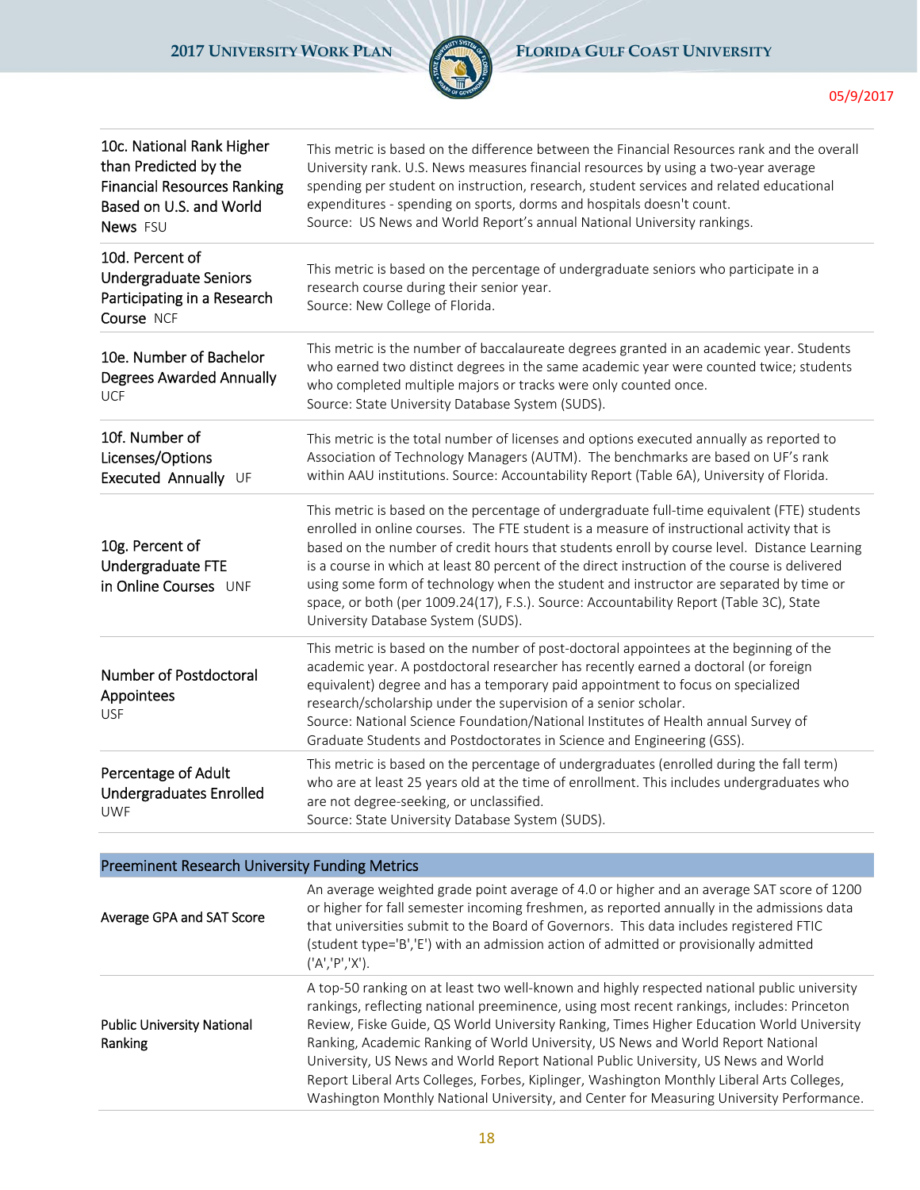| | |
|---|---|
| 10c. National Rank Higher than Predicted by the Financial Resources Ranking Based on U.S. and World News FSU | This metric is based on the difference between the Financial Resources rank and the overall University rank. U.S. News measures financial resources by using a two-year average spending per student on instruction, research, student services and related educational expenditures - spending on sports, dorms and hospitals doesn't count. Source: US News and World Report's annual National University rankings. |
| 10d. Percent of Undergraduate Seniors Participating in a Research Course NCF | This metric is based on the percentage of undergraduate seniors who participate in a research course during their senior year. Source: New College of Florida. |
| 10e. Number of Bachelor Degrees Awarded Annually UCF | This metric is the number of baccalaureate degrees granted in an academic year. Students who earned two distinct degrees in the same academic year were counted twice; students who completed multiple majors or tracks were only counted once. Source: State University Database System (SUDS). |
| 10f. Number of Licenses/Options Executed Annually UF | This metric is the total number of licenses and options executed annually as reported to Association of Technology Managers (AUTM). The benchmarks are based on UF's rank within AAU institutions. Source: Accountability Report (Table 6A), University of Florida. |
| 10g. Percent of Undergraduate FTE in Online Courses UNF | This metric is based on the percentage of undergraduate full-time equivalent (FTE) students enrolled in online courses. The FTE student is a measure of instructional activity that is based on the number of credit hours that students enroll by course level. Distance Learning is a course in which at least 80 percent of the direct instruction of the course is delivered using some form of technology when the student and instructor are separated by time or space, or both (per 1009.24(17), F.S.). Source: Accountability Report (Table 3C), State University Database System (SUDS). |
| Number of Postdoctoral Appointees USF | This metric is based on the number of post-doctoral appointees at the beginning of the academic year. A postdoctoral researcher has recently earned a doctoral (or foreign equivalent) degree and has a temporary paid appointment to focus on specialized research/scholarship under the supervision of a senior scholar. Source: National Science Foundation/National Institutes of Health annual Survey of Graduate Students and Postdoctorates in Science and Engineering (GSS). |
| Percentage of Adult Undergraduates Enrolled UWF | This metric is based on the percentage of undergraduates (enrolled during the fall term) who are at least 25 years old at the time of enrollment. This includes undergraduates who are not degree-seeking, or unclassified. Source: State University Database System (SUDS). |

## Preeminent Research University Funding Metrics

| | |
|---|---|
| Average GPA and SAT Score | An average weighted grade point average of 4.0 or higher and an average SAT score of 1200 or higher for fall semester incoming freshmen, as reported annually in the admissions data that universities submit to the Board of Governors. This data includes registered FTIC (student type='B','E') with an admission action of admitted or provisionally admitted ('A','P','X'). |
| Public University National Ranking | A top-50 ranking on at least two well-known and highly respected national public university rankings, reflecting national preeminence, using most recent rankings, includes: Princeton Review, Fiske Guide, QS World University Ranking, Times Higher Education World University Ranking, Academic Ranking of World University, US News and World Report National University, US News and World Report National Public University, US News and World Report Liberal Arts Colleges, Forbes, Kiplinger, Washington Monthly Liberal Arts Colleges, Washington Monthly National University, and Center for Measuring University Performance. |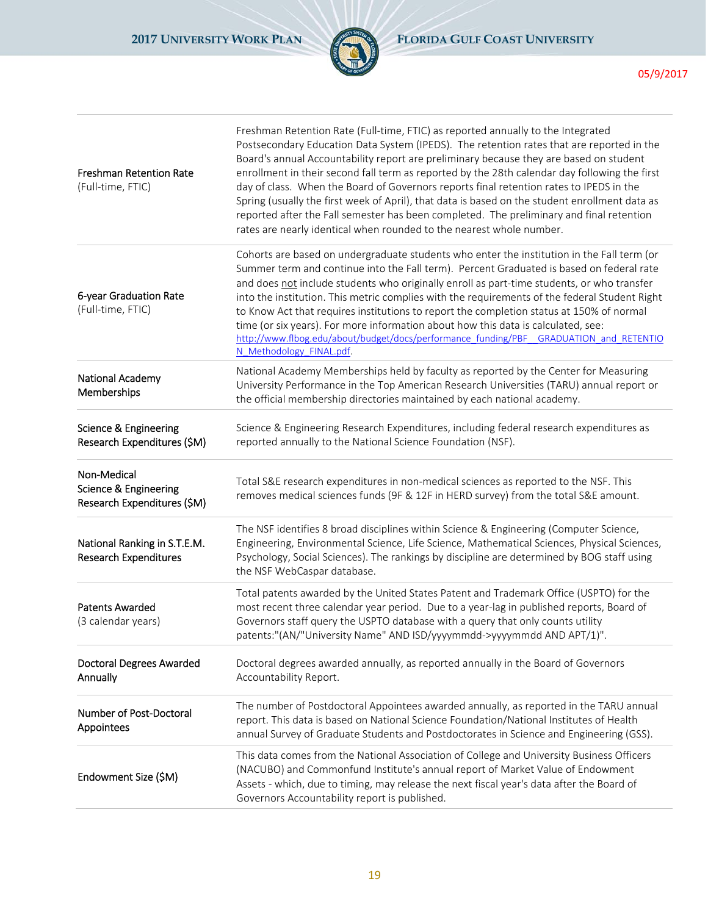| | |
|---|---|
| Freshman Retention Rate (Full-time, FTIC) | Freshman Retention Rate (Full-time, FTIC) as reported annually to the Integrated Postsecondary Education Data System (IPEDS). The retention rates that are reported in the Board's annual Accountability report are preliminary because they are based on student enrollment in their second fall term as reported by the 28th calendar day following the first day of class. When the Board of Governors reports final retention rates to IPEDS in the Spring (usually the first week of April), that data is based on the student enrollment data as reported after the Fall semester has been completed. The preliminary and final retention rates are nearly identical when rounded to the nearest whole number. |
| 6-year Graduation Rate (Full-time, FTIC) | Cohorts are based on undergraduate students who enter the institution in the Fall term (or Summer term and continue into the Fall term). Percent Graduated is based on federal rate and does not include students who originally enroll as part-time students, or who transfer into the institution. This metric complies with the requirements of the federal Student Right to Know Act that requires institutions to report the completion status at 150% of normal time (or six years). For more information about how this data is calculated, see: http://www.flbog.edu/about/budget/docs/performance_funding/PBF__GRADUATION_and_RETENTION_Methodology_FINAL.pdf. |
| National Academy Memberships | National Academy Memberships held by faculty as reported by the Center for Measuring University Performance in the Top American Research Universities (TARU) annual report or the official membership directories maintained by each national academy. |
| Science & Engineering Research Expenditures ($M) | Science & Engineering Research Expenditures, including federal research expenditures as reported annually to the National Science Foundation (NSF). |
| Non-Medical Science & Engineering Research Expenditures ($M) | Total S&E research expenditures in non-medical sciences as reported to the NSF. This removes medical sciences funds (9F & 12F in HERD survey) from the total S&E amount. |
| National Ranking in S.T.E.M. Research Expenditures | The NSF identifies 8 broad disciplines within Science & Engineering (Computer Science, Engineering, Environmental Science, Life Science, Mathematical Sciences, Physical Sciences, Psychology, Social Sciences). The rankings by discipline are determined by BOG staff using the NSF WebCaspar database. |
| Patents Awarded (3 calendar years) | Total patents awarded by the United States Patent and Trademark Office (USPTO) for the most recent three calendar year period. Due to a year-lag in published reports, Board of Governors staff query the USPTO database with a query that only counts utility patents:"(AN/"University Name" AND ISD/yyyymmdd->yyyymmdd AND APT/1)". |
| Doctoral Degrees Awarded Annually | Doctoral degrees awarded annually, as reported annually in the Board of Governors Accountability Report. |
| Number of Post-Doctoral Appointees | The number of Postdoctoral Appointees awarded annually, as reported in the TARU annual report. This data is based on National Science Foundation/National Institutes of Health annual Survey of Graduate Students and Postdoctorates in Science and Engineering (GSS). |
| Endowment Size ($M) | This data comes from the National Association of College and University Business Officers (NACUBO) and Commonfund Institute's annual report of Market Value of Endowment Assets - which, due to timing, may release the next fiscal year's data after the Board of Governors Accountability report is published. |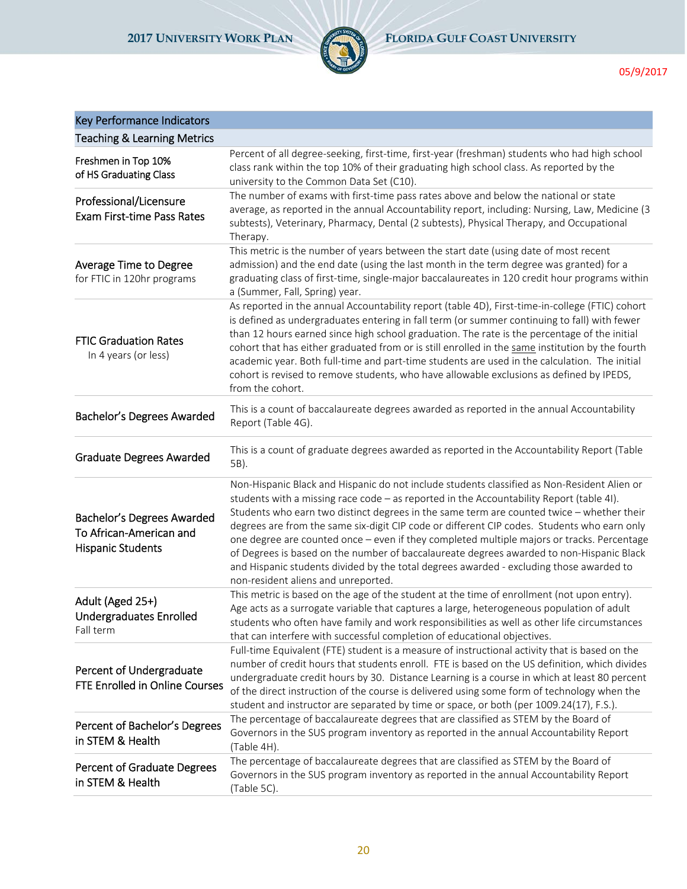| Key Performance Indicators | |
|---|---|
| **Teaching & Learning Metrics** | |
| Freshmen in Top 10% of HS Graduating Class | Percent of all degree-seeking, first-time, first-year (freshman) students who had high school class rank within the top 10% of their graduating high school class. As reported by the university to the Common Data Set (C10). |
| Professional/Licensure Exam First-time Pass Rates | The number of exams with first-time pass rates above and below the national or state average, as reported in the annual Accountability report, including: Nursing, Law, Medicine (3 subtests), Veterinary, Pharmacy, Dental (2 subtests), Physical Therapy, and Occupational Therapy. |
| Average Time to Degree for FTIC in 120hr programs | This metric is the number of years between the start date (using date of most recent admission) and the end date (using the last month in the term degree was granted) for a graduating class of first-time, single-major baccalaureates in 120 credit hour programs within a (Summer, Fall, Spring) year. |
| FTIC Graduation Rates In 4 years (or less) | As reported in the annual Accountability report (table 4D), First-time-in-college (FTIC) cohort is defined as undergraduates entering in fall term (or summer continuing to fall) with fewer than 12 hours earned since high school graduation. The rate is the percentage of the initial cohort that has either graduated from or is still enrolled in the same institution by the fourth academic year. Both full-time and part-time students are used in the calculation. The initial cohort is revised to remove students, who have allowable exclusions as defined by IPEDS, from the cohort. |
| Bachelor's Degrees Awarded | This is a count of baccalaureate degrees awarded as reported in the annual Accountability Report (Table 4G). |
| Graduate Degrees Awarded | This is a count of graduate degrees awarded as reported in the Accountability Report (Table 5B). |
| Bachelor's Degrees Awarded To African-American and Hispanic Students | Non-Hispanic Black and Hispanic do not include students classified as Non-Resident Alien or students with a missing race code – as reported in the Accountability Report (table 4I). Students who earn two distinct degrees in the same term are counted twice – whether their degrees are from the same six-digit CIP code or different CIP codes. Students who earn only one degree are counted once – even if they completed multiple majors or tracks. Percentage of Degrees is based on the number of baccalaureate degrees awarded to non-Hispanic Black and Hispanic students divided by the total degrees awarded - excluding those awarded to non-resident aliens and unreported. |
| Adult (Aged 25+) Undergraduates Enrolled Fall term | This metric is based on the age of the student at the time of enrollment (not upon entry). Age acts as a surrogate variable that captures a large, heterogeneous population of adult students who often have family and work responsibilities as well as other life circumstances that can interfere with successful completion of educational objectives. |
| Percent of Undergraduate FTE Enrolled in Online Courses | Full-time Equivalent (FTE) student is a measure of instructional activity that is based on the number of credit hours that students enroll. FTE is based on the US definition, which divides undergraduate credit hours by 30. Distance Learning is a course in which at least 80 percent of the direct instruction of the course is delivered using some form of technology when the student and instructor are separated by time or space, or both (per 1009.24(17), F.S.). |
| Percent of Bachelor's Degrees in STEM & Health | The percentage of baccalaureate degrees that are classified as STEM by the Board of Governors in the SUS program inventory as reported in the annual Accountability Report (Table 4H). |
| Percent of Graduate Degrees in STEM & Health | The percentage of baccalaureate degrees that are classified as STEM by the Board of Governors in the SUS program inventory as reported in the annual Accountability Report (Table 5C). |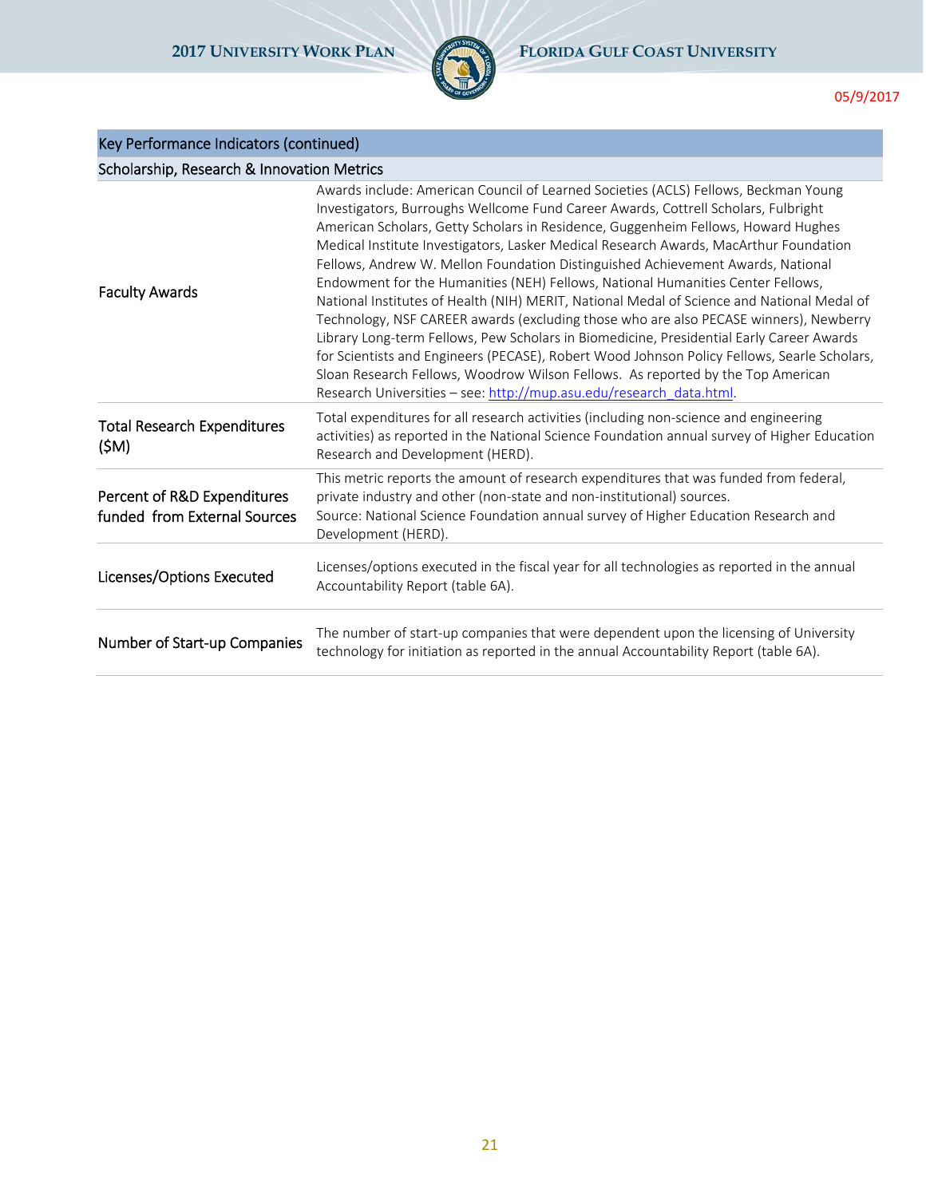05/9/2017

## Key Performance Indicators (continued)

### Scholarship, Research & Innovation Metrics

| | |
|---|---|
| Faculty Awards | Awards include: American Council of Learned Societies (ACLS) Fellows, Beckman Young Investigators, Burroughs Wellcome Fund Career Awards, Cottrell Scholars, Fulbright American Scholars, Getty Scholars in Residence, Guggenheim Fellows, Howard Hughes Medical Institute Investigators, Lasker Medical Research Awards, MacArthur Foundation Fellows, Andrew W. Mellon Foundation Distinguished Achievement Awards, National Endowment for the Humanities (NEH) Fellows, National Humanities Center Fellows, National Institutes of Health (NIH) MERIT, National Medal of Science and National Medal of Technology, NSF CAREER awards (excluding those who are also PECASE winners), Newberry Library Long-term Fellows, Pew Scholars in Biomedicine, Presidential Early Career Awards for Scientists and Engineers (PECASE), Robert Wood Johnson Policy Fellows, Searle Scholars, Sloan Research Fellows, Woodrow Wilson Fellows. As reported by the Top American Research Universities – see: http://mup.asu.edu/research_data.html. |
| Total Research Expenditures ($M) | Total expenditures for all research activities (including non-science and engineering activities) as reported in the National Science Foundation annual survey of Higher Education Research and Development (HERD). |
| Percent of R&D Expenditures funded from External Sources | This metric reports the amount of research expenditures that was funded from federal, private industry and other (non-state and non-institutional) sources. Source: National Science Foundation annual survey of Higher Education Research and Development (HERD). |
| Licenses/Options Executed | Licenses/options executed in the fiscal year for all technologies as reported in the annual Accountability Report (table 6A). |
| Number of Start-up Companies | The number of start-up companies that were dependent upon the licensing of University technology for initiation as reported in the annual Accountability Report (table 6A). |